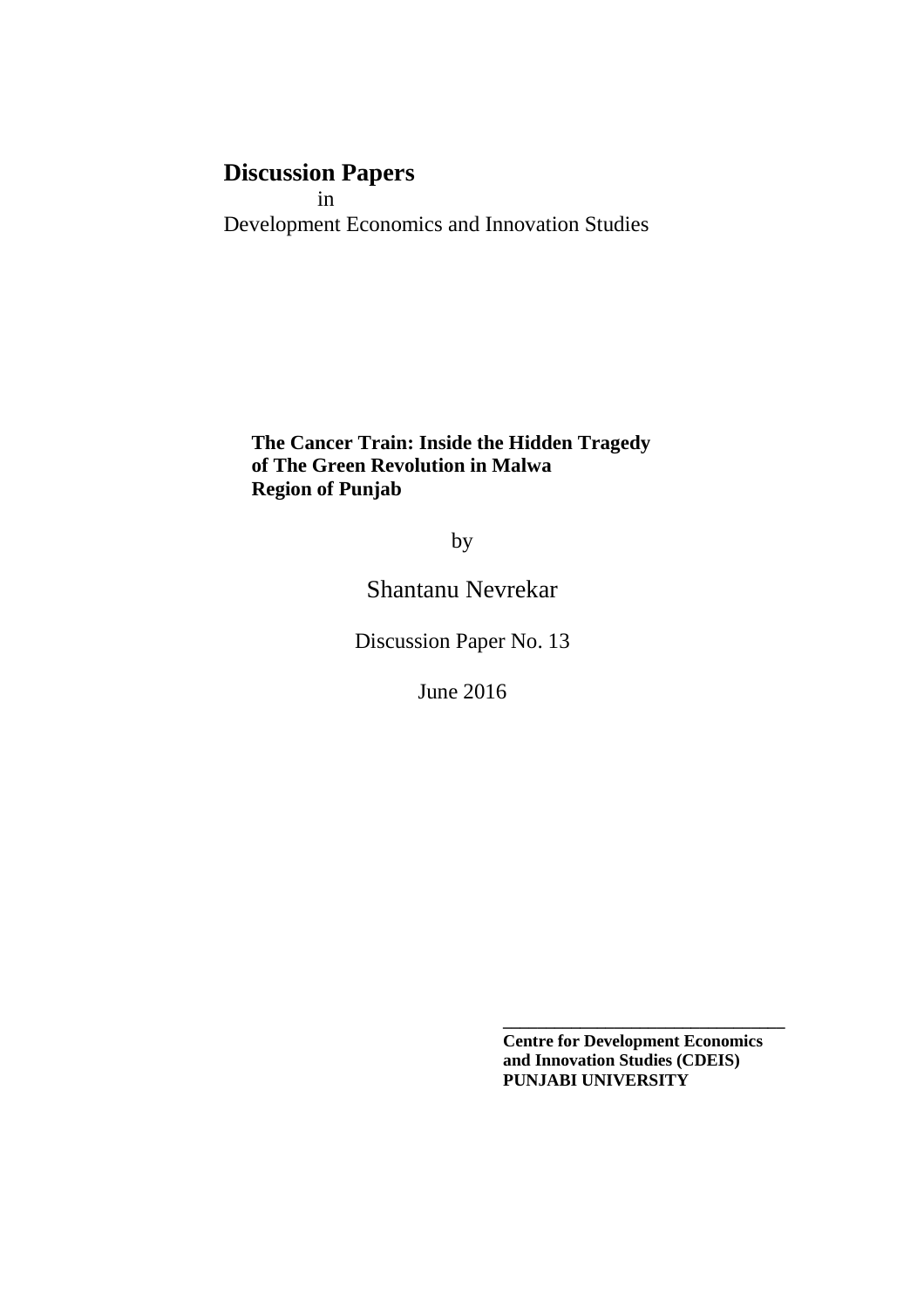# Discussion Papers

in

Development Economics and Innovation Studies

**The Cancer Train: Inside the Hidden Tragedy of The Green Revolution in Malwa Region of Punjab**

by

Shantanu Nevrekar

Discussion Paper No. 13

June 2016

---

**Centre for Development Economics and Innovation Studies (CDEIS)**
**PUNJABI UNIVERSITY**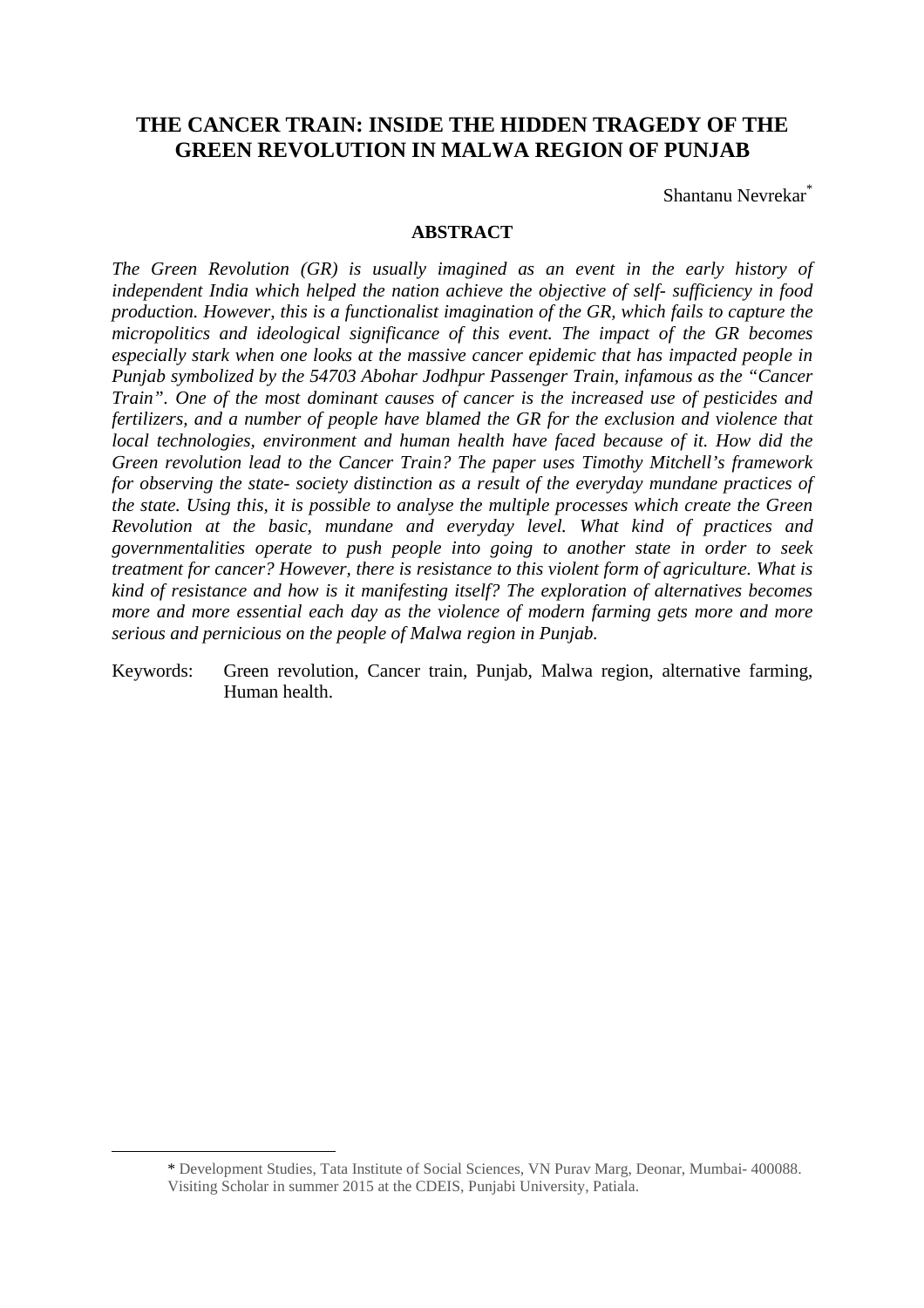# THE CANCER TRAIN: INSIDE THE HIDDEN TRAGEDY OF THE GREEN REVOLUTION IN MALWA REGION OF PUNJAB

Shantanu Nevrekar*

## ABSTRACT

*The Green Revolution (GR) is usually imagined as an event in the early history of independent India which helped the nation achieve the objective of self- sufficiency in food production. However, this is a functionalist imagination of the GR, which fails to capture the micropolitics and ideological significance of this event. The impact of the GR becomes especially stark when one looks at the massive cancer epidemic that has impacted people in Punjab symbolized by the 54703 Abohar Jodhpur Passenger Train, infamous as the "Cancer Train". One of the most dominant causes of cancer is the increased use of pesticides and fertilizers, and a number of people have blamed the GR for the exclusion and violence that local technologies, environment and human health have faced because of it. How did the Green revolution lead to the Cancer Train? The paper uses Timothy Mitchell's framework for observing the state- society distinction as a result of the everyday mundane practices of the state. Using this, it is possible to analyse the multiple processes which create the Green Revolution at the basic, mundane and everyday level. What kind of practices and governmentalities operate to push people into going to another state in order to seek treatment for cancer? However, there is resistance to this violent form of agriculture. What is kind of resistance and how is it manifesting itself? The exploration of alternatives becomes more and more essential each day as the violence of modern farming gets more and more serious and pernicious on the people of Malwa region in Punjab.*

Keywords: Green revolution, Cancer train, Punjab, Malwa region, alternative farming, Human health.

---

\* Development Studies, Tata Institute of Social Sciences, VN Purav Marg, Deonar, Mumbai- 400088. Visiting Scholar in summer 2015 at the CDEIS, Punjabi University, Patiala.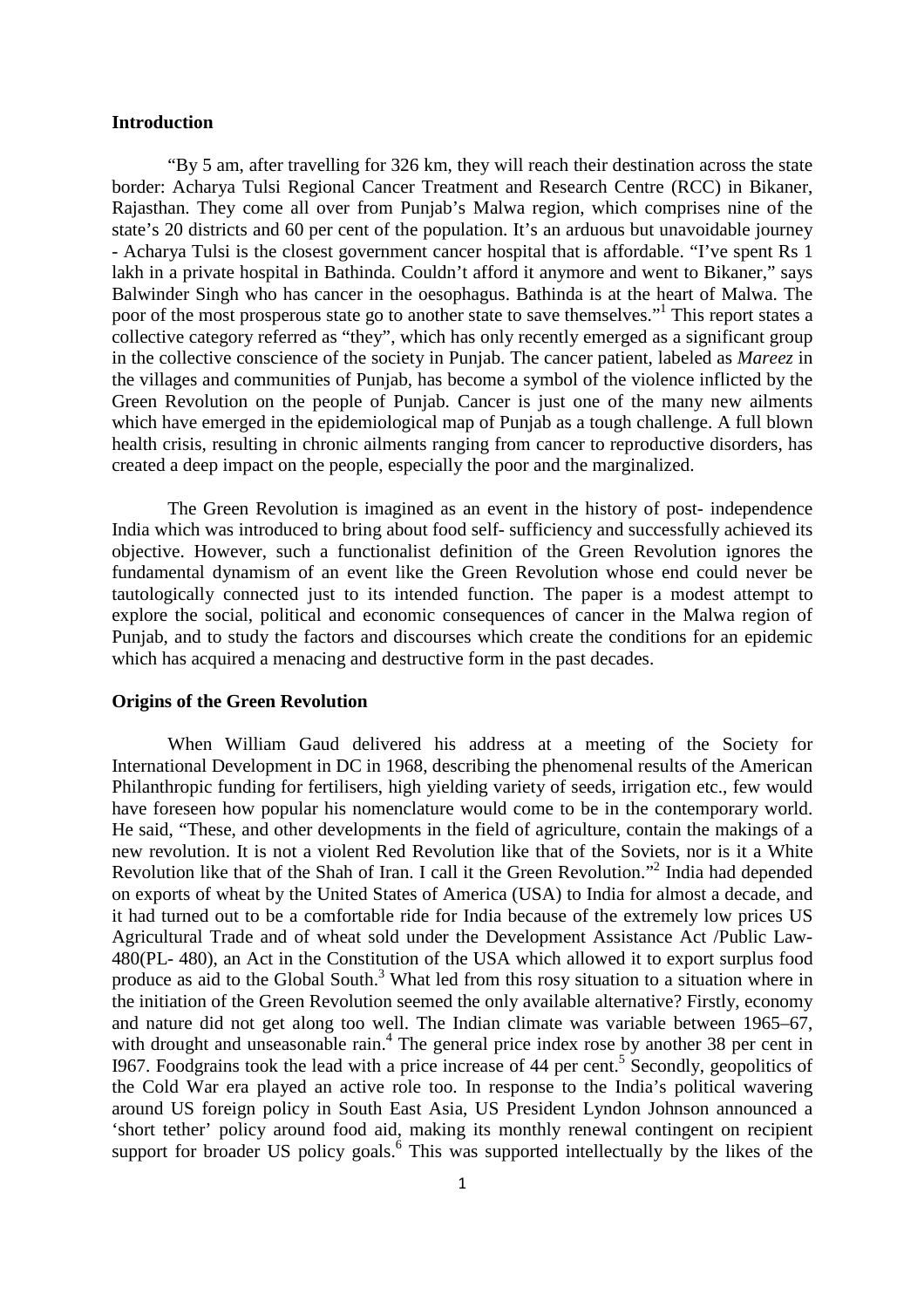**Introduction**

"By 5 am, after travelling for 326 km, they will reach their destination across the state border: Acharya Tulsi Regional Cancer Treatment and Research Centre (RCC) in Bikaner, Rajasthan. They come all over from Punjab's Malwa region, which comprises nine of the state's 20 districts and 60 per cent of the population. It's an arduous but unavoidable journey - Acharya Tulsi is the closest government cancer hospital that is affordable. "I've spent Rs 1 lakh in a private hospital in Bathinda. Couldn't afford it anymore and went to Bikaner," says Balwinder Singh who has cancer in the oesophagus. Bathinda is at the heart of Malwa. The poor of the most prosperous state go to another state to save themselves."[1] This report states a collective category referred as "they", which has only recently emerged as a significant group in the collective conscience of the society in Punjab. The cancer patient, labeled as *Mareez* in the villages and communities of Punjab, has become a symbol of the violence inflicted by the Green Revolution on the people of Punjab. Cancer is just one of the many new ailments which have emerged in the epidemiological map of Punjab as a tough challenge. A full blown health crisis, resulting in chronic ailments ranging from cancer to reproductive disorders, has created a deep impact on the people, especially the poor and the marginalized.

The Green Revolution is imagined as an event in the history of post- independence India which was introduced to bring about food self- sufficiency and successfully achieved its objective. However, such a functionalist definition of the Green Revolution ignores the fundamental dynamism of an event like the Green Revolution whose end could never be tautologically connected just to its intended function. The paper is a modest attempt to explore the social, political and economic consequences of cancer in the Malwa region of Punjab, and to study the factors and discourses which create the conditions for an epidemic which has acquired a menacing and destructive form in the past decades.

**Origins of the Green Revolution**

When William Gaud delivered his address at a meeting of the Society for International Development in DC in 1968, describing the phenomenal results of the American Philanthropic funding for fertilisers, high yielding variety of seeds, irrigation etc., few would have foreseen how popular his nomenclature would come to be in the contemporary world. He said, "These, and other developments in the field of agriculture, contain the makings of a new revolution. It is not a violent Red Revolution like that of the Soviets, nor is it a White Revolution like that of the Shah of Iran. I call it the Green Revolution."[2] India had depended on exports of wheat by the United States of America (USA) to India for almost a decade, and it had turned out to be a comfortable ride for India because of the extremely low prices US Agricultural Trade and of wheat sold under the Development Assistance Act /Public Law-480(PL- 480), an Act in the Constitution of the USA which allowed it to export surplus food produce as aid to the Global South.[3] What led from this rosy situation to a situation where in the initiation of the Green Revolution seemed the only available alternative? Firstly, economy and nature did not get along too well. The Indian climate was variable between 1965–67, with drought and unseasonable rain.[4] The general price index rose by another 38 per cent in I967. Foodgrains took the lead with a price increase of 44 per cent.[5] Secondly, geopolitics of the Cold War era played an active role too. In response to the India's political wavering around US foreign policy in South East Asia, US President Lyndon Johnson announced a 'short tether' policy around food aid, making its monthly renewal contingent on recipient support for broader US policy goals.[6] This was supported intellectually by the likes of the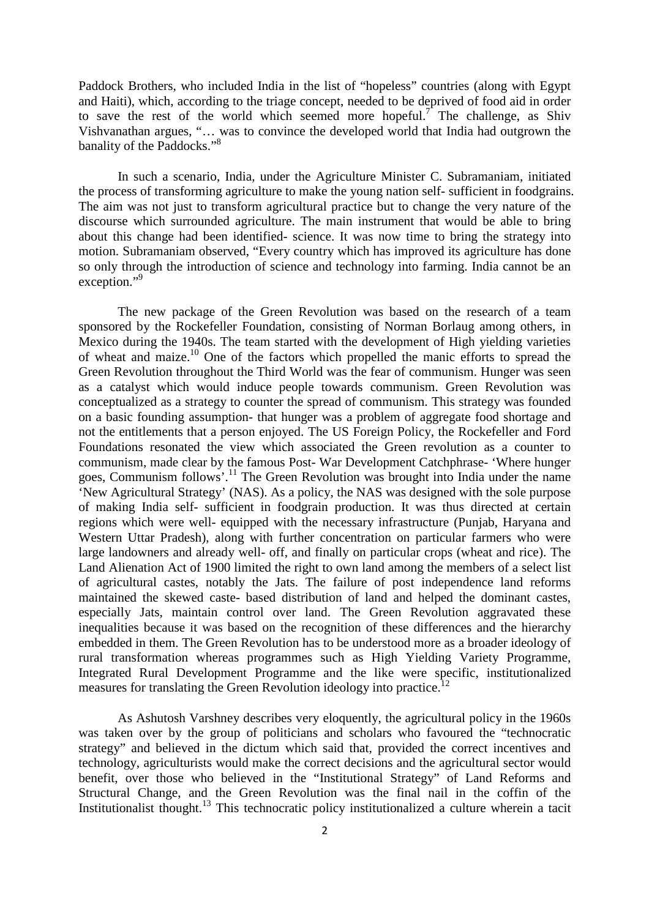Paddock Brothers, who included India in the list of "hopeless" countries (along with Egypt and Haiti), which, according to the triage concept, needed to be deprived of food aid in order to save the rest of the world which seemed more hopeful.[7] The challenge, as Shiv Vishvanathan argues, "… was to convince the developed world that India had outgrown the banality of the Paddocks."[8]

In such a scenario, India, under the Agriculture Minister C. Subramaniam, initiated the process of transforming agriculture to make the young nation self- sufficient in foodgrains. The aim was not just to transform agricultural practice but to change the very nature of the discourse which surrounded agriculture. The main instrument that would be able to bring about this change had been identified- science. It was now time to bring the strategy into motion. Subramaniam observed, "Every country which has improved its agriculture has done so only through the introduction of science and technology into farming. India cannot be an exception."[9]

The new package of the Green Revolution was based on the research of a team sponsored by the Rockefeller Foundation, consisting of Norman Borlaug among others, in Mexico during the 1940s. The team started with the development of High yielding varieties of wheat and maize.[10] One of the factors which propelled the manic efforts to spread the Green Revolution throughout the Third World was the fear of communism. Hunger was seen as a catalyst which would induce people towards communism. Green Revolution was conceptualized as a strategy to counter the spread of communism. This strategy was founded on a basic founding assumption- that hunger was a problem of aggregate food shortage and not the entitlements that a person enjoyed. The US Foreign Policy, the Rockefeller and Ford Foundations resonated the view which associated the Green revolution as a counter to communism, made clear by the famous Post- War Development Catchphrase- 'Where hunger goes, Communism follows'.[11] The Green Revolution was brought into India under the name 'New Agricultural Strategy' (NAS). As a policy, the NAS was designed with the sole purpose of making India self- sufficient in foodgrain production. It was thus directed at certain regions which were well- equipped with the necessary infrastructure (Punjab, Haryana and Western Uttar Pradesh), along with further concentration on particular farmers who were large landowners and already well- off, and finally on particular crops (wheat and rice). The Land Alienation Act of 1900 limited the right to own land among the members of a select list of agricultural castes, notably the Jats. The failure of post independence land reforms maintained the skewed caste- based distribution of land and helped the dominant castes, especially Jats, maintain control over land. The Green Revolution aggravated these inequalities because it was based on the recognition of these differences and the hierarchy embedded in them. The Green Revolution has to be understood more as a broader ideology of rural transformation whereas programmes such as High Yielding Variety Programme, Integrated Rural Development Programme and the like were specific, institutionalized measures for translating the Green Revolution ideology into practice.[12]

As Ashutosh Varshney describes very eloquently, the agricultural policy in the 1960s was taken over by the group of politicians and scholars who favoured the "technocratic strategy" and believed in the dictum which said that, provided the correct incentives and technology, agriculturists would make the correct decisions and the agricultural sector would benefit, over those who believed in the "Institutional Strategy" of Land Reforms and Structural Change, and the Green Revolution was the final nail in the coffin of the Institutionalist thought.[13] This technocratic policy institutionalized a culture wherein a tacit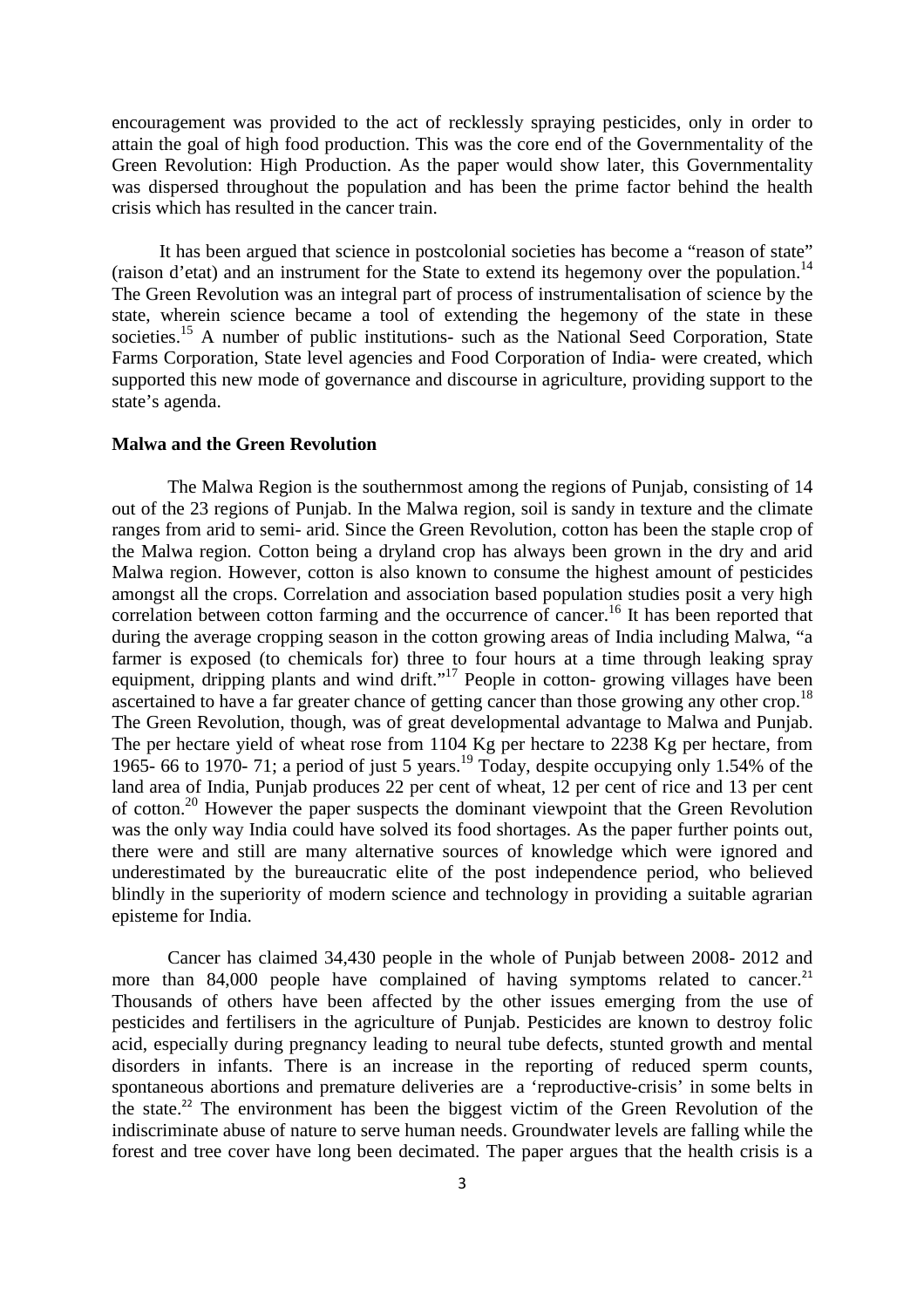encouragement was provided to the act of recklessly spraying pesticides, only in order to attain the goal of high food production. This was the core end of the Governmentality of the Green Revolution: High Production. As the paper would show later, this Governmentality was dispersed throughout the population and has been the prime factor behind the health crisis which has resulted in the cancer train.

It has been argued that science in postcolonial societies has become a "reason of state" (raison d'etat) and an instrument for the State to extend its hegemony over the population.[14] The Green Revolution was an integral part of process of instrumentalisation of science by the state, wherein science became a tool of extending the hegemony of the state in these societies.[15] A number of public institutions- such as the National Seed Corporation, State Farms Corporation, State level agencies and Food Corporation of India- were created, which supported this new mode of governance and discourse in agriculture, providing support to the state's agenda.

**Malwa and the Green Revolution**

The Malwa Region is the southernmost among the regions of Punjab, consisting of 14 out of the 23 regions of Punjab. In the Malwa region, soil is sandy in texture and the climate ranges from arid to semi- arid. Since the Green Revolution, cotton has been the staple crop of the Malwa region. Cotton being a dryland crop has always been grown in the dry and arid Malwa region. However, cotton is also known to consume the highest amount of pesticides amongst all the crops. Correlation and association based population studies posit a very high correlation between cotton farming and the occurrence of cancer.[16] It has been reported that during the average cropping season in the cotton growing areas of India including Malwa, "a farmer is exposed (to chemicals for) three to four hours at a time through leaking spray equipment, dripping plants and wind drift."[17] People in cotton- growing villages have been ascertained to have a far greater chance of getting cancer than those growing any other crop.[18] The Green Revolution, though, was of great developmental advantage to Malwa and Punjab. The per hectare yield of wheat rose from 1104 Kg per hectare to 2238 Kg per hectare, from 1965- 66 to 1970- 71; a period of just 5 years.[19] Today, despite occupying only 1.54% of the land area of India, Punjab produces 22 per cent of wheat, 12 per cent of rice and 13 per cent of cotton.[20] However the paper suspects the dominant viewpoint that the Green Revolution was the only way India could have solved its food shortages. As the paper further points out, there were and still are many alternative sources of knowledge which were ignored and underestimated by the bureaucratic elite of the post independence period, who believed blindly in the superiority of modern science and technology in providing a suitable agrarian episteme for India.

Cancer has claimed 34,430 people in the whole of Punjab between 2008- 2012 and more than 84,000 people have complained of having symptoms related to cancer.[21] Thousands of others have been affected by the other issues emerging from the use of pesticides and fertilisers in the agriculture of Punjab. Pesticides are known to destroy folic acid, especially during pregnancy leading to neural tube defects, stunted growth and mental disorders in infants. There is an increase in the reporting of reduced sperm counts, spontaneous abortions and premature deliveries are a 'reproductive-crisis' in some belts in the state.[22] The environment has been the biggest victim of the Green Revolution of the indiscriminate abuse of nature to serve human needs. Groundwater levels are falling while the forest and tree cover have long been decimated. The paper argues that the health crisis is a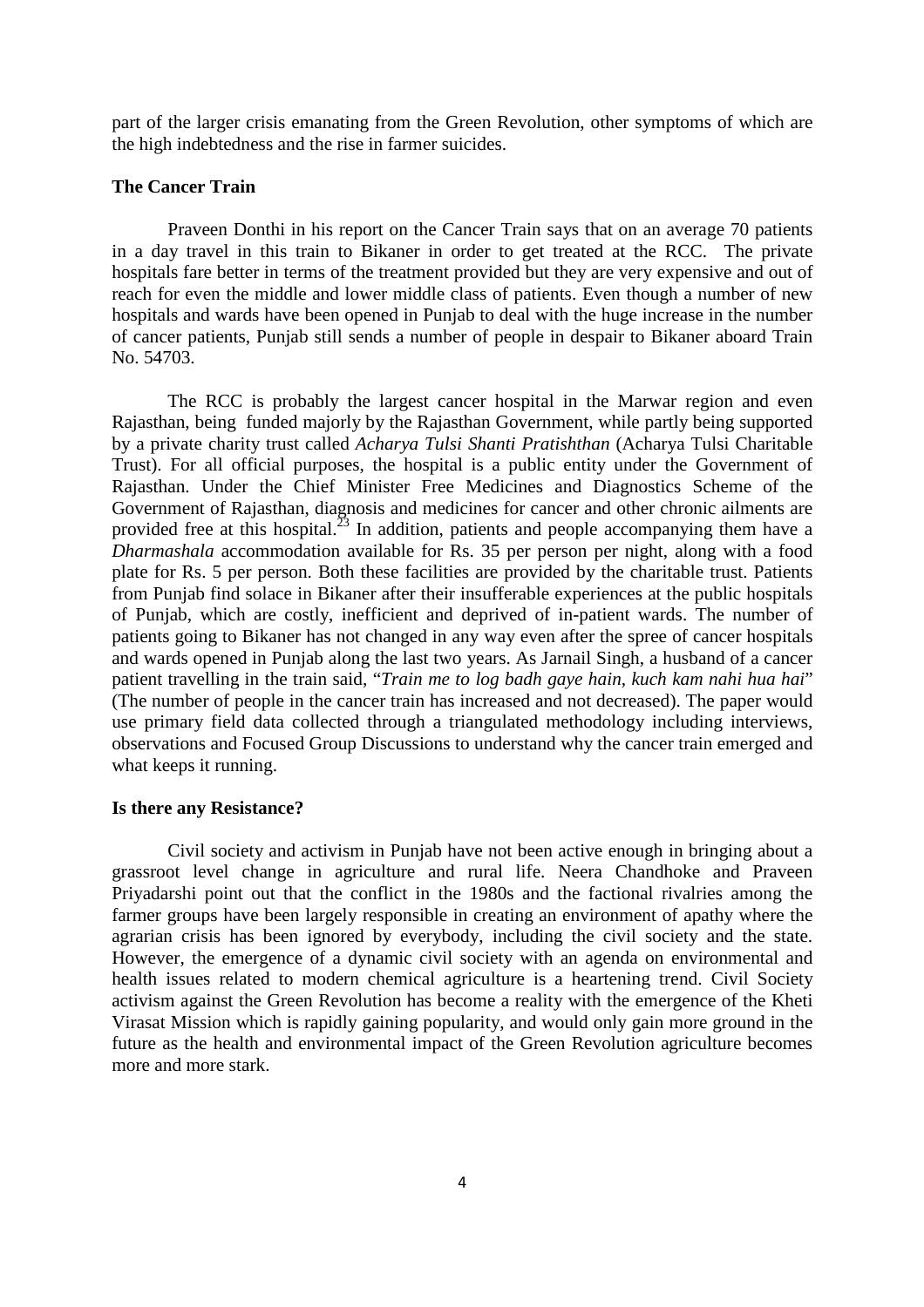part of the larger crisis emanating from the Green Revolution, other symptoms of which are the high indebtedness and the rise in farmer suicides.

**The Cancer Train**

Praveen Donthi in his report on the Cancer Train says that on an average 70 patients in a day travel in this train to Bikaner in order to get treated at the RCC. The private hospitals fare better in terms of the treatment provided but they are very expensive and out of reach for even the middle and lower middle class of patients. Even though a number of new hospitals and wards have been opened in Punjab to deal with the huge increase in the number of cancer patients, Punjab still sends a number of people in despair to Bikaner aboard Train No. 54703.

The RCC is probably the largest cancer hospital in the Marwar region and even Rajasthan, being funded majorly by the Rajasthan Government, while partly being supported by a private charity trust called *Acharya Tulsi Shanti Pratishthan* (Acharya Tulsi Charitable Trust). For all official purposes, the hospital is a public entity under the Government of Rajasthan. Under the Chief Minister Free Medicines and Diagnostics Scheme of the Government of Rajasthan, diagnosis and medicines for cancer and other chronic ailments are provided free at this hospital.[23] In addition, patients and people accompanying them have a *Dharmashala* accommodation available for Rs. 35 per person per night, along with a food plate for Rs. 5 per person. Both these facilities are provided by the charitable trust. Patients from Punjab find solace in Bikaner after their insufferable experiences at the public hospitals of Punjab, which are costly, inefficient and deprived of in-patient wards. The number of patients going to Bikaner has not changed in any way even after the spree of cancer hospitals and wards opened in Punjab along the last two years. As Jarnail Singh, a husband of a cancer patient travelling in the train said, "*Train me to log badh gaye hain, kuch kam nahi hua hai*" (The number of people in the cancer train has increased and not decreased). The paper would use primary field data collected through a triangulated methodology including interviews, observations and Focused Group Discussions to understand why the cancer train emerged and what keeps it running.

**Is there any Resistance?**

Civil society and activism in Punjab have not been active enough in bringing about a grassroot level change in agriculture and rural life. Neera Chandhoke and Praveen Priyadarshi point out that the conflict in the 1980s and the factional rivalries among the farmer groups have been largely responsible in creating an environment of apathy where the agrarian crisis has been ignored by everybody, including the civil society and the state. However, the emergence of a dynamic civil society with an agenda on environmental and health issues related to modern chemical agriculture is a heartening trend. Civil Society activism against the Green Revolution has become a reality with the emergence of the Kheti Virasat Mission which is rapidly gaining popularity, and would only gain more ground in the future as the health and environmental impact of the Green Revolution agriculture becomes more and more stark.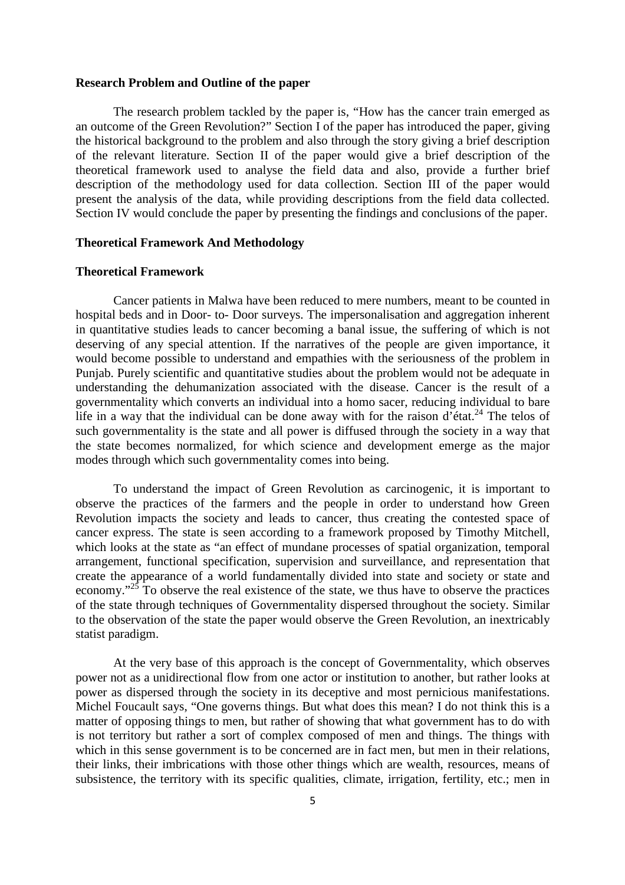### Research Problem and Outline of the paper

The research problem tackled by the paper is, "How has the cancer train emerged as an outcome of the Green Revolution?" Section I of the paper has introduced the paper, giving the historical background to the problem and also through the story giving a brief description of the relevant literature. Section II of the paper would give a brief description of the theoretical framework used to analyse the field data and also, provide a further brief description of the methodology used for data collection. Section III of the paper would present the analysis of the data, while providing descriptions from the field data collected. Section IV would conclude the paper by presenting the findings and conclusions of the paper.

## Theoretical Framework And Methodology

### Theoretical Framework

Cancer patients in Malwa have been reduced to mere numbers, meant to be counted in hospital beds and in Door- to- Door surveys. The impersonalisation and aggregation inherent in quantitative studies leads to cancer becoming a banal issue, the suffering of which is not deserving of any special attention. If the narratives of the people are given importance, it would become possible to understand and empathies with the seriousness of the problem in Punjab. Purely scientific and quantitative studies about the problem would not be adequate in understanding the dehumanization associated with the disease. Cancer is the result of a governmentality which converts an individual into a homo sacer, reducing individual to bare life in a way that the individual can be done away with for the raison d'état.[24] The telos of such governmentality is the state and all power is diffused through the society in a way that the state becomes normalized, for which science and development emerge as the major modes through which such governmentality comes into being.

To understand the impact of Green Revolution as carcinogenic, it is important to observe the practices of the farmers and the people in order to understand how Green Revolution impacts the society and leads to cancer, thus creating the contested space of cancer express. The state is seen according to a framework proposed by Timothy Mitchell, which looks at the state as "an effect of mundane processes of spatial organization, temporal arrangement, functional specification, supervision and surveillance, and representation that create the appearance of a world fundamentally divided into state and society or state and economy."[25] To observe the real existence of the state, we thus have to observe the practices of the state through techniques of Governmentality dispersed throughout the society. Similar to the observation of the state the paper would observe the Green Revolution, an inextricably statist paradigm.

At the very base of this approach is the concept of Governmentality, which observes power not as a unidirectional flow from one actor or institution to another, but rather looks at power as dispersed through the society in its deceptive and most pernicious manifestations. Michel Foucault says, "One governs things. But what does this mean? I do not think this is a matter of opposing things to men, but rather of showing that what government has to do with is not territory but rather a sort of complex composed of men and things. The things with which in this sense government is to be concerned are in fact men, but men in their relations, their links, their imbrications with those other things which are wealth, resources, means of subsistence, the territory with its specific qualities, climate, irrigation, fertility, etc.; men in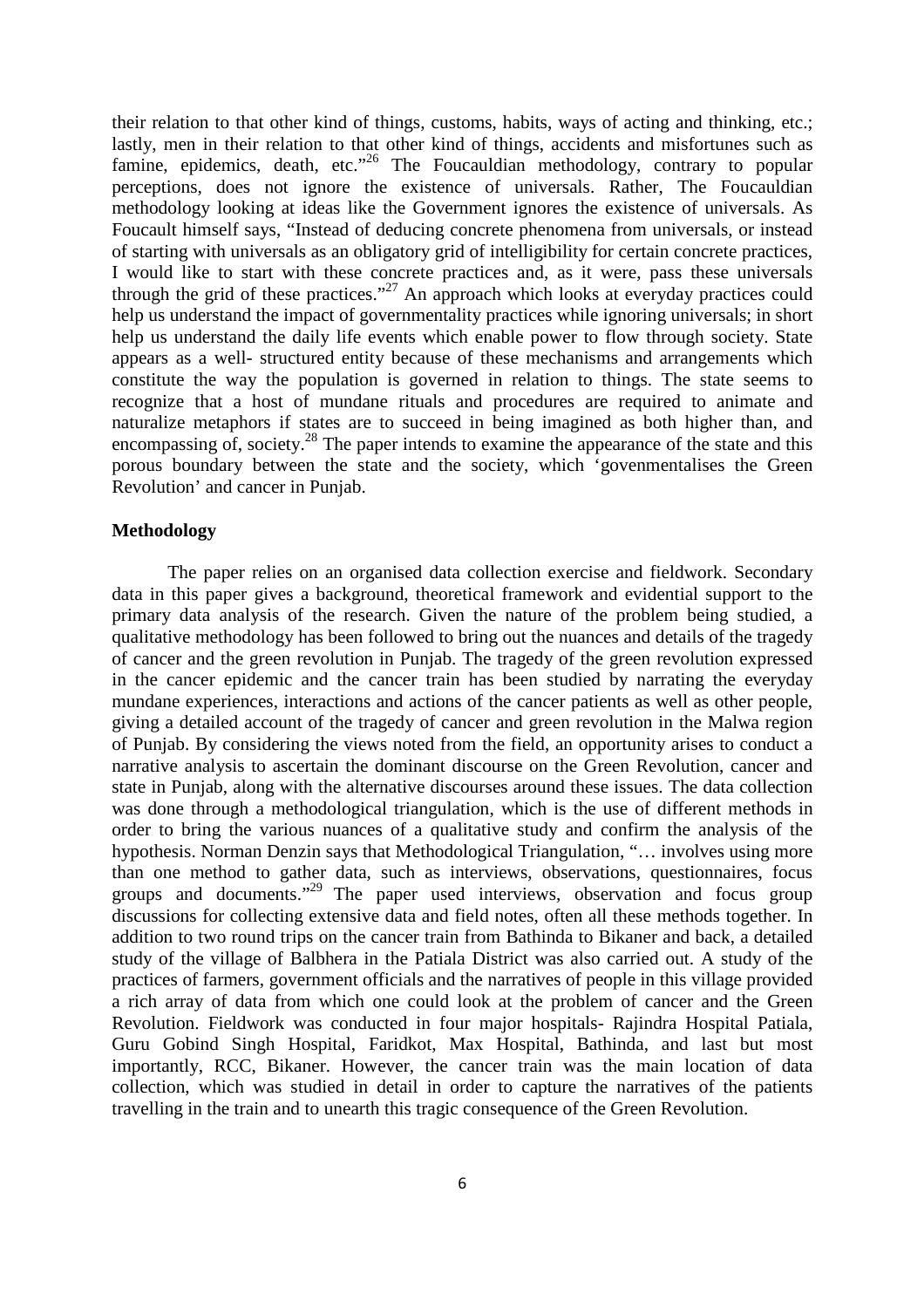their relation to that other kind of things, customs, habits, ways of acting and thinking, etc.; lastly, men in their relation to that other kind of things, accidents and misfortunes such as famine, epidemics, death, etc."[26] The Foucauldian methodology, contrary to popular perceptions, does not ignore the existence of universals. Rather, The Foucauldian methodology looking at ideas like the Government ignores the existence of universals. As Foucault himself says, "Instead of deducing concrete phenomena from universals, or instead of starting with universals as an obligatory grid of intelligibility for certain concrete practices, I would like to start with these concrete practices and, as it were, pass these universals through the grid of these practices."[27] An approach which looks at everyday practices could help us understand the impact of governmentality practices while ignoring universals; in short help us understand the daily life events which enable power to flow through society. State appears as a well- structured entity because of these mechanisms and arrangements which constitute the way the population is governed in relation to things. The state seems to recognize that a host of mundane rituals and procedures are required to animate and naturalize metaphors if states are to succeed in being imagined as both higher than, and encompassing of, society.[28] The paper intends to examine the appearance of the state and this porous boundary between the state and the society, which 'govenmentalises the Green Revolution' and cancer in Punjab.

**Methodology**

The paper relies on an organised data collection exercise and fieldwork. Secondary data in this paper gives a background, theoretical framework and evidential support to the primary data analysis of the research. Given the nature of the problem being studied, a qualitative methodology has been followed to bring out the nuances and details of the tragedy of cancer and the green revolution in Punjab. The tragedy of the green revolution expressed in the cancer epidemic and the cancer train has been studied by narrating the everyday mundane experiences, interactions and actions of the cancer patients as well as other people, giving a detailed account of the tragedy of cancer and green revolution in the Malwa region of Punjab. By considering the views noted from the field, an opportunity arises to conduct a narrative analysis to ascertain the dominant discourse on the Green Revolution, cancer and state in Punjab, along with the alternative discourses around these issues. The data collection was done through a methodological triangulation, which is the use of different methods in order to bring the various nuances of a qualitative study and confirm the analysis of the hypothesis. Norman Denzin says that Methodological Triangulation, "… involves using more than one method to gather data, such as interviews, observations, questionnaires, focus groups and documents."[29] The paper used interviews, observation and focus group discussions for collecting extensive data and field notes, often all these methods together. In addition to two round trips on the cancer train from Bathinda to Bikaner and back, a detailed study of the village of Balbhera in the Patiala District was also carried out. A study of the practices of farmers, government officials and the narratives of people in this village provided a rich array of data from which one could look at the problem of cancer and the Green Revolution. Fieldwork was conducted in four major hospitals- Rajindra Hospital Patiala, Guru Gobind Singh Hospital, Faridkot, Max Hospital, Bathinda, and last but most importantly, RCC, Bikaner. However, the cancer train was the main location of data collection, which was studied in detail in order to capture the narratives of the patients travelling in the train and to unearth this tragic consequence of the Green Revolution.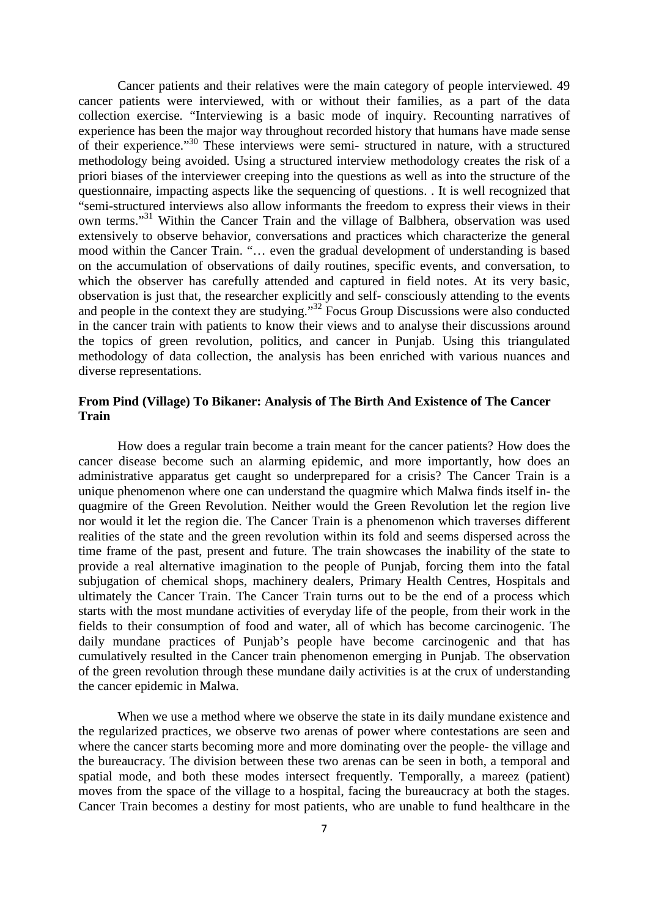Cancer patients and their relatives were the main category of people interviewed. 49 cancer patients were interviewed, with or without their families, as a part of the data collection exercise. "Interviewing is a basic mode of inquiry. Recounting narratives of experience has been the major way throughout recorded history that humans have made sense of their experience."[30] These interviews were semi- structured in nature, with a structured methodology being avoided. Using a structured interview methodology creates the risk of a priori biases of the interviewer creeping into the questions as well as into the structure of the questionnaire, impacting aspects like the sequencing of questions. . It is well recognized that "semi-structured interviews also allow informants the freedom to express their views in their own terms."[31] Within the Cancer Train and the village of Balbhera, observation was used extensively to observe behavior, conversations and practices which characterize the general mood within the Cancer Train. "… even the gradual development of understanding is based on the accumulation of observations of daily routines, specific events, and conversation, to which the observer has carefully attended and captured in field notes. At its very basic, observation is just that, the researcher explicitly and self- consciously attending to the events and people in the context they are studying."[32] Focus Group Discussions were also conducted in the cancer train with patients to know their views and to analyse their discussions around the topics of green revolution, politics, and cancer in Punjab. Using this triangulated methodology of data collection, the analysis has been enriched with various nuances and diverse representations.

## From Pind (Village) To Bikaner: Analysis of The Birth And Existence of The Cancer Train

How does a regular train become a train meant for the cancer patients? How does the cancer disease become such an alarming epidemic, and more importantly, how does an administrative apparatus get caught so underprepared for a crisis? The Cancer Train is a unique phenomenon where one can understand the quagmire which Malwa finds itself in- the quagmire of the Green Revolution. Neither would the Green Revolution let the region live nor would it let the region die. The Cancer Train is a phenomenon which traverses different realities of the state and the green revolution within its fold and seems dispersed across the time frame of the past, present and future. The train showcases the inability of the state to provide a real alternative imagination to the people of Punjab, forcing them into the fatal subjugation of chemical shops, machinery dealers, Primary Health Centres, Hospitals and ultimately the Cancer Train. The Cancer Train turns out to be the end of a process which starts with the most mundane activities of everyday life of the people, from their work in the fields to their consumption of food and water, all of which has become carcinogenic. The daily mundane practices of Punjab's people have become carcinogenic and that has cumulatively resulted in the Cancer train phenomenon emerging in Punjab. The observation of the green revolution through these mundane daily activities is at the crux of understanding the cancer epidemic in Malwa.

When we use a method where we observe the state in its daily mundane existence and the regularized practices, we observe two arenas of power where contestations are seen and where the cancer starts becoming more and more dominating over the people- the village and the bureaucracy. The division between these two arenas can be seen in both, a temporal and spatial mode, and both these modes intersect frequently. Temporally, a mareez (patient) moves from the space of the village to a hospital, facing the bureaucracy at both the stages. Cancer Train becomes a destiny for most patients, who are unable to fund healthcare in the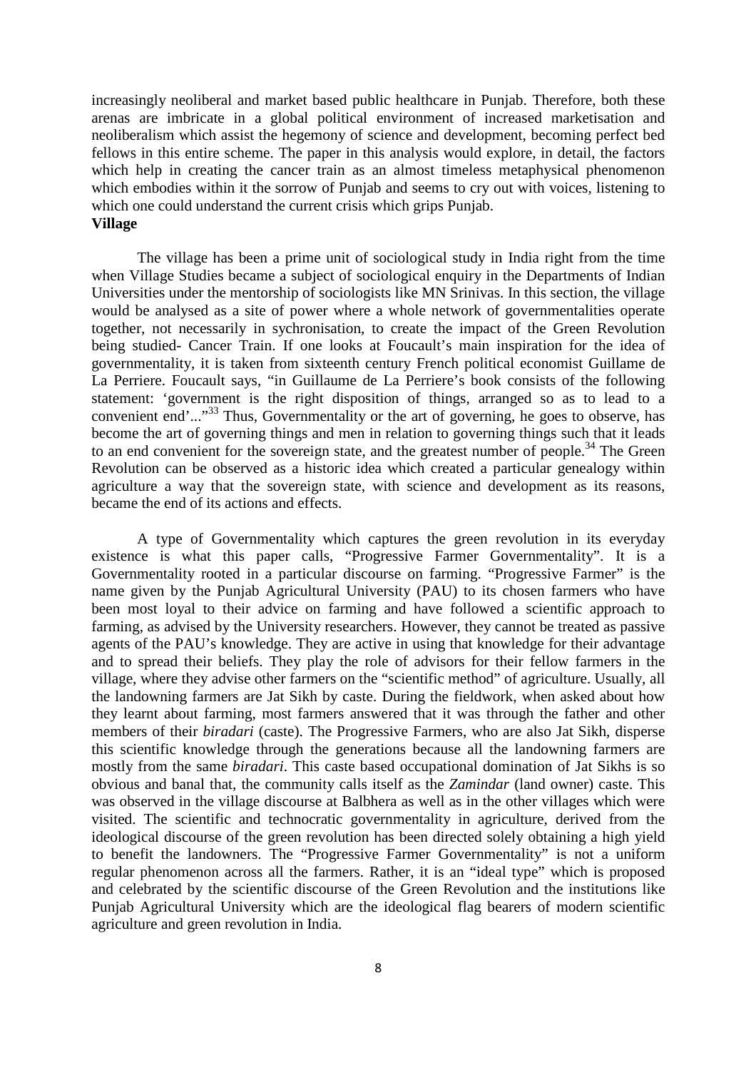increasingly neoliberal and market based public healthcare in Punjab. Therefore, both these arenas are imbricate in a global political environment of increased marketisation and neoliberalism which assist the hegemony of science and development, becoming perfect bed fellows in this entire scheme. The paper in this analysis would explore, in detail, the factors which help in creating the cancer train as an almost timeless metaphysical phenomenon which embodies within it the sorrow of Punjab and seems to cry out with voices, listening to which one could understand the current crisis which grips Punjab.

**Village**

The village has been a prime unit of sociological study in India right from the time when Village Studies became a subject of sociological enquiry in the Departments of Indian Universities under the mentorship of sociologists like MN Srinivas. In this section, the village would be analysed as a site of power where a whole network of governmentalities operate together, not necessarily in sychronisation, to create the impact of the Green Revolution being studied- Cancer Train. If one looks at Foucault's main inspiration for the idea of governmentality, it is taken from sixteenth century French political economist Guillame de La Perriere. Foucault says, "in Guillaume de La Perriere's book consists of the following statement: 'government is the right disposition of things, arranged so as to lead to a convenient end'..."[33] Thus, Governmentality or the art of governing, he goes to observe, has become the art of governing things and men in relation to governing things such that it leads to an end convenient for the sovereign state, and the greatest number of people.[34] The Green Revolution can be observed as a historic idea which created a particular genealogy within agriculture a way that the sovereign state, with science and development as its reasons, became the end of its actions and effects.

A type of Governmentality which captures the green revolution in its everyday existence is what this paper calls, "Progressive Farmer Governmentality". It is a Governmentality rooted in a particular discourse on farming. "Progressive Farmer" is the name given by the Punjab Agricultural University (PAU) to its chosen farmers who have been most loyal to their advice on farming and have followed a scientific approach to farming, as advised by the University researchers. However, they cannot be treated as passive agents of the PAU's knowledge. They are active in using that knowledge for their advantage and to spread their beliefs. They play the role of advisors for their fellow farmers in the village, where they advise other farmers on the "scientific method" of agriculture. Usually, all the landowning farmers are Jat Sikh by caste. During the fieldwork, when asked about how they learnt about farming, most farmers answered that it was through the father and other members of their *biradari* (caste). The Progressive Farmers, who are also Jat Sikh, disperse this scientific knowledge through the generations because all the landowning farmers are mostly from the same *biradari*. This caste based occupational domination of Jat Sikhs is so obvious and banal that, the community calls itself as the *Zamindar* (land owner) caste. This was observed in the village discourse at Balbhera as well as in the other villages which were visited. The scientific and technocratic governmentality in agriculture, derived from the ideological discourse of the green revolution has been directed solely obtaining a high yield to benefit the landowners. The "Progressive Farmer Governmentality" is not a uniform regular phenomenon across all the farmers. Rather, it is an "ideal type" which is proposed and celebrated by the scientific discourse of the Green Revolution and the institutions like Punjab Agricultural University which are the ideological flag bearers of modern scientific agriculture and green revolution in India.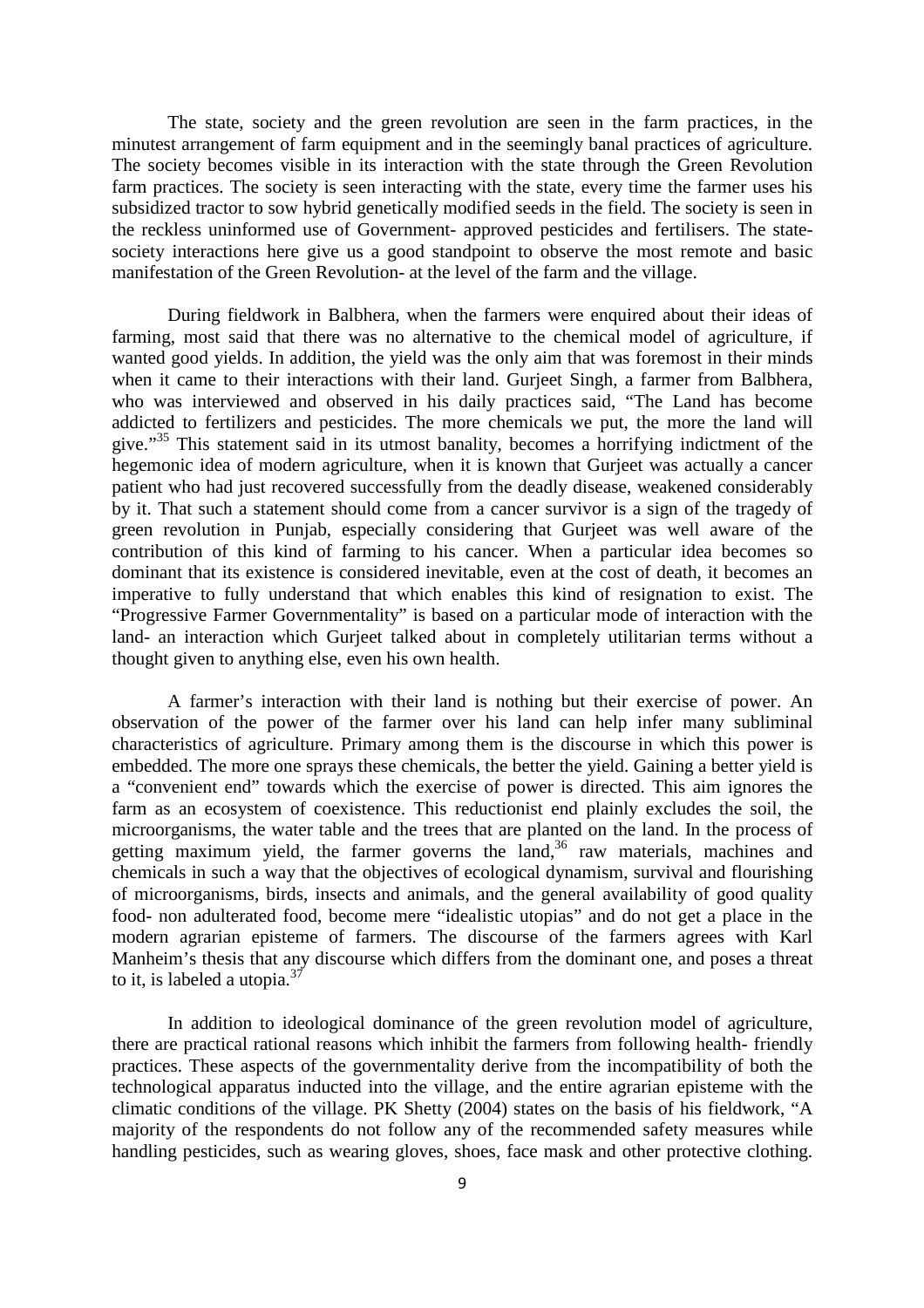The state, society and the green revolution are seen in the farm practices, in the minutest arrangement of farm equipment and in the seemingly banal practices of agriculture. The society becomes visible in its interaction with the state through the Green Revolution farm practices. The society is seen interacting with the state, every time the farmer uses his subsidized tractor to sow hybrid genetically modified seeds in the field. The society is seen in the reckless uninformed use of Government- approved pesticides and fertilisers. The state-society interactions here give us a good standpoint to observe the most remote and basic manifestation of the Green Revolution- at the level of the farm and the village.

During fieldwork in Balbhera, when the farmers were enquired about their ideas of farming, most said that there was no alternative to the chemical model of agriculture, if wanted good yields. In addition, the yield was the only aim that was foremost in their minds when it came to their interactions with their land. Gurjeet Singh, a farmer from Balbhera, who was interviewed and observed in his daily practices said, "The Land has become addicted to fertilizers and pesticides. The more chemicals we put, the more the land will give."[35] This statement said in its utmost banality, becomes a horrifying indictment of the hegemonic idea of modern agriculture, when it is known that Gurjeet was actually a cancer patient who had just recovered successfully from the deadly disease, weakened considerably by it. That such a statement should come from a cancer survivor is a sign of the tragedy of green revolution in Punjab, especially considering that Gurjeet was well aware of the contribution of this kind of farming to his cancer. When a particular idea becomes so dominant that its existence is considered inevitable, even at the cost of death, it becomes an imperative to fully understand that which enables this kind of resignation to exist. The "Progressive Farmer Governmentality" is based on a particular mode of interaction with the land- an interaction which Gurjeet talked about in completely utilitarian terms without a thought given to anything else, even his own health.

A farmer's interaction with their land is nothing but their exercise of power. An observation of the power of the farmer over his land can help infer many subliminal characteristics of agriculture. Primary among them is the discourse in which this power is embedded. The more one sprays these chemicals, the better the yield. Gaining a better yield is a "convenient end" towards which the exercise of power is directed. This aim ignores the farm as an ecosystem of coexistence. This reductionist end plainly excludes the soil, the microorganisms, the water table and the trees that are planted on the land. In the process of getting maximum yield, the farmer governs the land,[36] raw materials, machines and chemicals in such a way that the objectives of ecological dynamism, survival and flourishing of microorganisms, birds, insects and animals, and the general availability of good quality food- non adulterated food, become mere "idealistic utopias" and do not get a place in the modern agrarian episteme of farmers. The discourse of the farmers agrees with Karl Manheim's thesis that any discourse which differs from the dominant one, and poses a threat to it, is labeled a utopia.[37]

In addition to ideological dominance of the green revolution model of agriculture, there are practical rational reasons which inhibit the farmers from following health- friendly practices. These aspects of the governmentality derive from the incompatibility of both the technological apparatus inducted into the village, and the entire agrarian episteme with the climatic conditions of the village. PK Shetty (2004) states on the basis of his fieldwork, "A majority of the respondents do not follow any of the recommended safety measures while handling pesticides, such as wearing gloves, shoes, face mask and other protective clothing.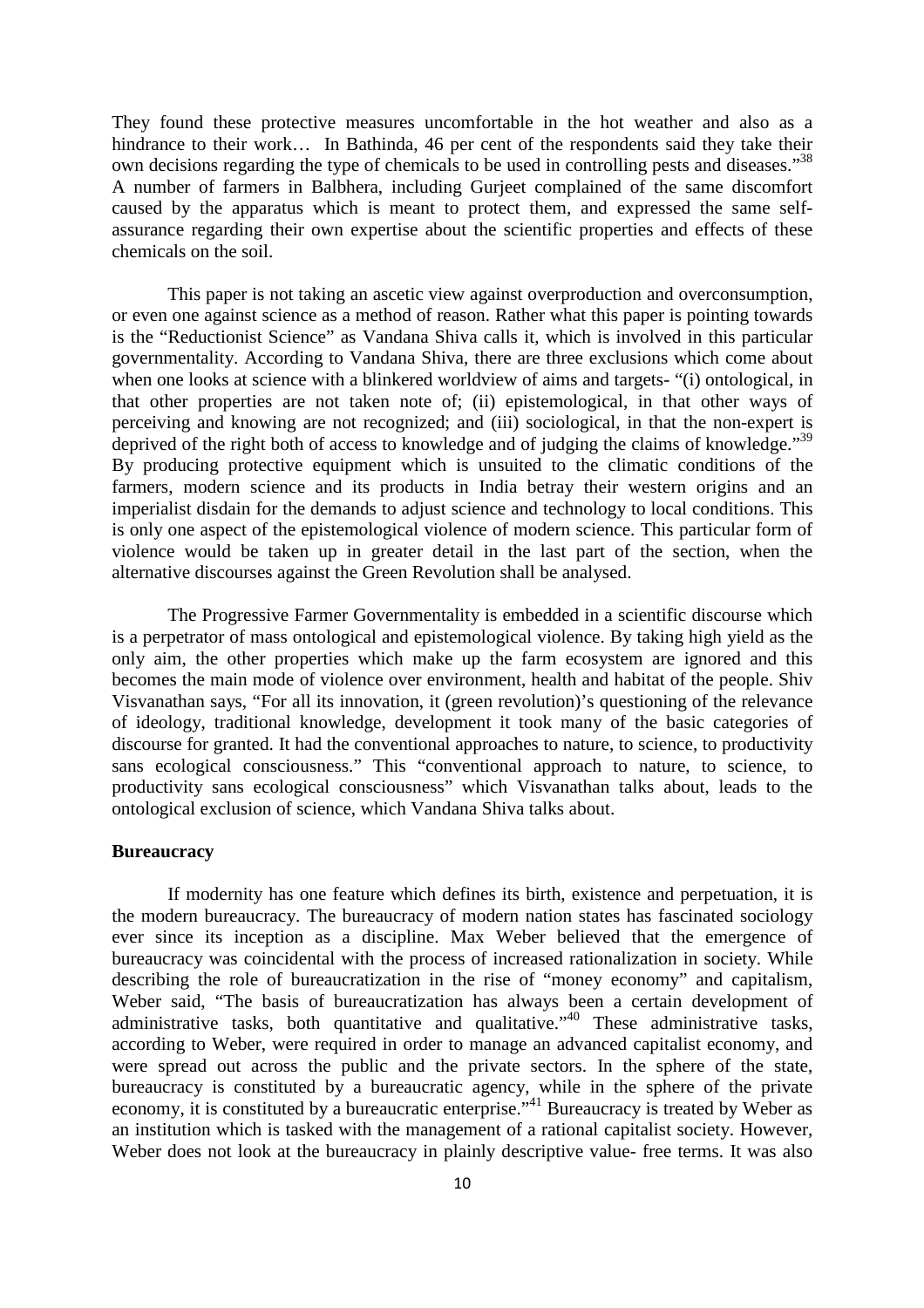They found these protective measures uncomfortable in the hot weather and also as a hindrance to their work… In Bathinda, 46 per cent of the respondents said they take their own decisions regarding the type of chemicals to be used in controlling pests and diseases."[38] A number of farmers in Balbhera, including Gurjeet complained of the same discomfort caused by the apparatus which is meant to protect them, and expressed the same self-assurance regarding their own expertise about the scientific properties and effects of these chemicals on the soil.

This paper is not taking an ascetic view against overproduction and overconsumption, or even one against science as a method of reason. Rather what this paper is pointing towards is the "Reductionist Science" as Vandana Shiva calls it, which is involved in this particular governmentality. According to Vandana Shiva, there are three exclusions which come about when one looks at science with a blinkered worldview of aims and targets- "(i) ontological, in that other properties are not taken note of; (ii) epistemological, in that other ways of perceiving and knowing are not recognized; and (iii) sociological, in that the non-expert is deprived of the right both of access to knowledge and of judging the claims of knowledge."[39] By producing protective equipment which is unsuited to the climatic conditions of the farmers, modern science and its products in India betray their western origins and an imperialist disdain for the demands to adjust science and technology to local conditions. This is only one aspect of the epistemological violence of modern science. This particular form of violence would be taken up in greater detail in the last part of the section, when the alternative discourses against the Green Revolution shall be analysed.

The Progressive Farmer Governmentality is embedded in a scientific discourse which is a perpetrator of mass ontological and epistemological violence. By taking high yield as the only aim, the other properties which make up the farm ecosystem are ignored and this becomes the main mode of violence over environment, health and habitat of the people. Shiv Visvanathan says, "For all its innovation, it (green revolution)'s questioning of the relevance of ideology, traditional knowledge, development it took many of the basic categories of discourse for granted. It had the conventional approaches to nature, to science, to productivity sans ecological consciousness." This "conventional approach to nature, to science, to productivity sans ecological consciousness" which Visvanathan talks about, leads to the ontological exclusion of science, which Vandana Shiva talks about.

**Bureaucracy**

If modernity has one feature which defines its birth, existence and perpetuation, it is the modern bureaucracy. The bureaucracy of modern nation states has fascinated sociology ever since its inception as a discipline. Max Weber believed that the emergence of bureaucracy was coincidental with the process of increased rationalization in society. While describing the role of bureaucratization in the rise of "money economy" and capitalism, Weber said, "The basis of bureaucratization has always been a certain development of administrative tasks, both quantitative and qualitative."[40] These administrative tasks, according to Weber, were required in order to manage an advanced capitalist economy, and were spread out across the public and the private sectors. In the sphere of the state, bureaucracy is constituted by a bureaucratic agency, while in the sphere of the private economy, it is constituted by a bureaucratic enterprise."[41] Bureaucracy is treated by Weber as an institution which is tasked with the management of a rational capitalist society. However, Weber does not look at the bureaucracy in plainly descriptive value- free terms. It was also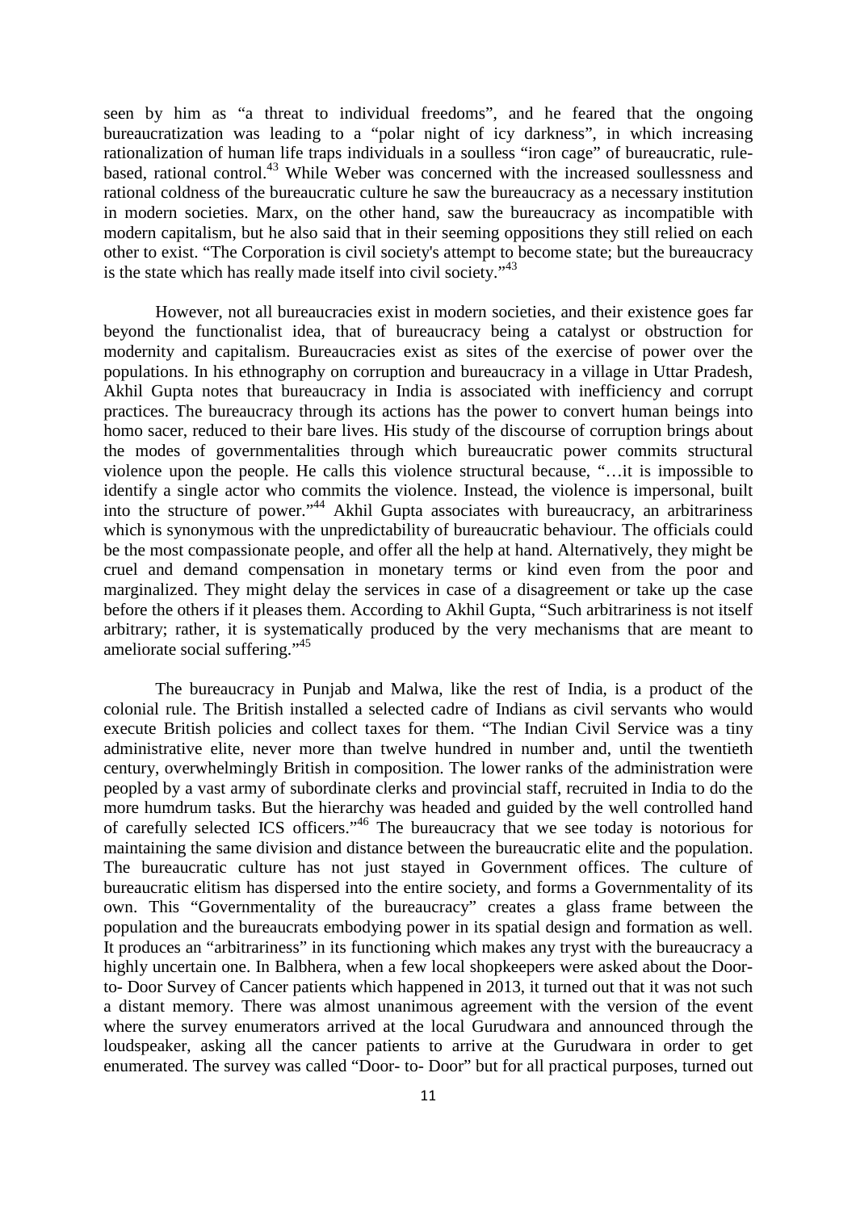seen by him as "a threat to individual freedoms", and he feared that the ongoing bureaucratization was leading to a "polar night of icy darkness", in which increasing rationalization of human life traps individuals in a soulless "iron cage" of bureaucratic, rule-based, rational control.[43] While Weber was concerned with the increased soullessness and rational coldness of the bureaucratic culture he saw the bureaucracy as a necessary institution in modern societies. Marx, on the other hand, saw the bureaucracy as incompatible with modern capitalism, but he also said that in their seeming oppositions they still relied on each other to exist. "The Corporation is civil society's attempt to become state; but the bureaucracy is the state which has really made itself into civil society."[43]

However, not all bureaucracies exist in modern societies, and their existence goes far beyond the functionalist idea, that of bureaucracy being a catalyst or obstruction for modernity and capitalism. Bureaucracies exist as sites of the exercise of power over the populations. In his ethnography on corruption and bureaucracy in a village in Uttar Pradesh, Akhil Gupta notes that bureaucracy in India is associated with inefficiency and corrupt practices. The bureaucracy through its actions has the power to convert human beings into homo sacer, reduced to their bare lives. His study of the discourse of corruption brings about the modes of governmentalities through which bureaucratic power commits structural violence upon the people. He calls this violence structural because, "…it is impossible to identify a single actor who commits the violence. Instead, the violence is impersonal, built into the structure of power."[44] Akhil Gupta associates with bureaucracy, an arbitrariness which is synonymous with the unpredictability of bureaucratic behaviour. The officials could be the most compassionate people, and offer all the help at hand. Alternatively, they might be cruel and demand compensation in monetary terms or kind even from the poor and marginalized. They might delay the services in case of a disagreement or take up the case before the others if it pleases them. According to Akhil Gupta, "Such arbitrariness is not itself arbitrary; rather, it is systematically produced by the very mechanisms that are meant to ameliorate social suffering."[45]

The bureaucracy in Punjab and Malwa, like the rest of India, is a product of the colonial rule. The British installed a selected cadre of Indians as civil servants who would execute British policies and collect taxes for them. "The Indian Civil Service was a tiny administrative elite, never more than twelve hundred in number and, until the twentieth century, overwhelmingly British in composition. The lower ranks of the administration were peopled by a vast army of subordinate clerks and provincial staff, recruited in India to do the more humdrum tasks. But the hierarchy was headed and guided by the well controlled hand of carefully selected ICS officers."[46] The bureaucracy that we see today is notorious for maintaining the same division and distance between the bureaucratic elite and the population. The bureaucratic culture has not just stayed in Government offices. The culture of bureaucratic elitism has dispersed into the entire society, and forms a Governmentality of its own. This "Governmentality of the bureaucracy" creates a glass frame between the population and the bureaucrats embodying power in its spatial design and formation as well. It produces an "arbitrariness" in its functioning which makes any tryst with the bureaucracy a highly uncertain one. In Balbhera, when a few local shopkeepers were asked about the Door-to- Door Survey of Cancer patients which happened in 2013, it turned out that it was not such a distant memory. There was almost unanimous agreement with the version of the event where the survey enumerators arrived at the local Gurudwara and announced through the loudspeaker, asking all the cancer patients to arrive at the Gurudwara in order to get enumerated. The survey was called "Door- to- Door" but for all practical purposes, turned out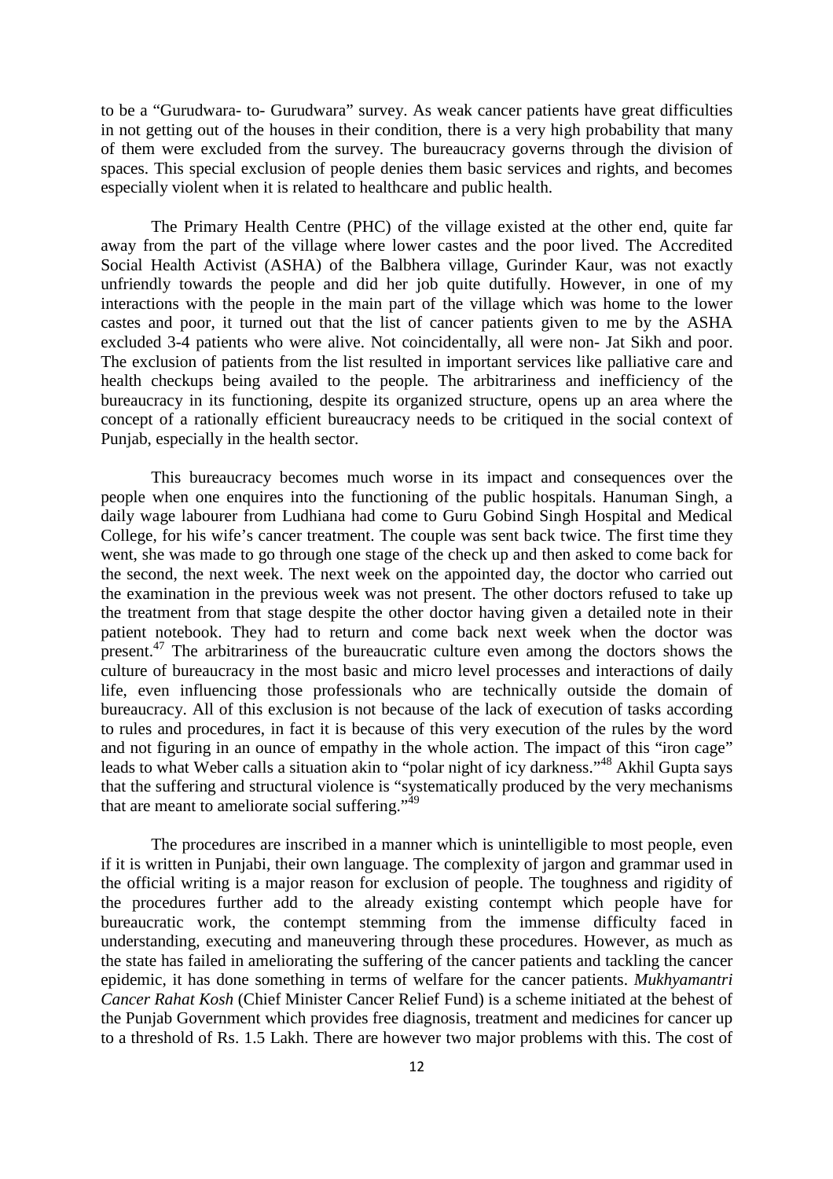to be a "Gurudwara- to- Gurudwara" survey. As weak cancer patients have great difficulties in not getting out of the houses in their condition, there is a very high probability that many of them were excluded from the survey. The bureaucracy governs through the division of spaces. This special exclusion of people denies them basic services and rights, and becomes especially violent when it is related to healthcare and public health.

The Primary Health Centre (PHC) of the village existed at the other end, quite far away from the part of the village where lower castes and the poor lived. The Accredited Social Health Activist (ASHA) of the Balbhera village, Gurinder Kaur, was not exactly unfriendly towards the people and did her job quite dutifully. However, in one of my interactions with the people in the main part of the village which was home to the lower castes and poor, it turned out that the list of cancer patients given to me by the ASHA excluded 3-4 patients who were alive. Not coincidentally, all were non- Jat Sikh and poor. The exclusion of patients from the list resulted in important services like palliative care and health checkups being availed to the people. The arbitrariness and inefficiency of the bureaucracy in its functioning, despite its organized structure, opens up an area where the concept of a rationally efficient bureaucracy needs to be critiqued in the social context of Punjab, especially in the health sector.

This bureaucracy becomes much worse in its impact and consequences over the people when one enquires into the functioning of the public hospitals. Hanuman Singh, a daily wage labourer from Ludhiana had come to Guru Gobind Singh Hospital and Medical College, for his wife's cancer treatment. The couple was sent back twice. The first time they went, she was made to go through one stage of the check up and then asked to come back for the second, the next week. The next week on the appointed day, the doctor who carried out the examination in the previous week was not present. The other doctors refused to take up the treatment from that stage despite the other doctor having given a detailed note in their patient notebook. They had to return and come back next week when the doctor was present.[47] The arbitrariness of the bureaucratic culture even among the doctors shows the culture of bureaucracy in the most basic and micro level processes and interactions of daily life, even influencing those professionals who are technically outside the domain of bureaucracy. All of this exclusion is not because of the lack of execution of tasks according to rules and procedures, in fact it is because of this very execution of the rules by the word and not figuring in an ounce of empathy in the whole action. The impact of this "iron cage" leads to what Weber calls a situation akin to "polar night of icy darkness."[48] Akhil Gupta says that the suffering and structural violence is "systematically produced by the very mechanisms that are meant to ameliorate social suffering."[49]

The procedures are inscribed in a manner which is unintelligible to most people, even if it is written in Punjabi, their own language. The complexity of jargon and grammar used in the official writing is a major reason for exclusion of people. The toughness and rigidity of the procedures further add to the already existing contempt which people have for bureaucratic work, the contempt stemming from the immense difficulty faced in understanding, executing and maneuvering through these procedures. However, as much as the state has failed in ameliorating the suffering of the cancer patients and tackling the cancer epidemic, it has done something in terms of welfare for the cancer patients. *Mukhyamantri Cancer Rahat Kosh* (Chief Minister Cancer Relief Fund) is a scheme initiated at the behest of the Punjab Government which provides free diagnosis, treatment and medicines for cancer up to a threshold of Rs. 1.5 Lakh. There are however two major problems with this. The cost of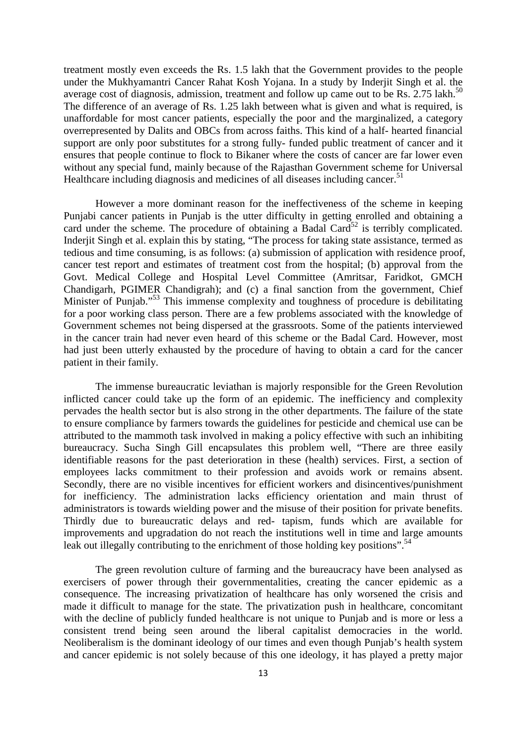treatment mostly even exceeds the Rs. 1.5 lakh that the Government provides to the people under the Mukhyamantri Cancer Rahat Kosh Yojana. In a study by Inderjit Singh et al. the average cost of diagnosis, admission, treatment and follow up came out to be Rs. 2.75 lakh.[50] The difference of an average of Rs. 1.25 lakh between what is given and what is required, is unaffordable for most cancer patients, especially the poor and the marginalized, a category overrepresented by Dalits and OBCs from across faiths. This kind of a half- hearted financial support are only poor substitutes for a strong fully- funded public treatment of cancer and it ensures that people continue to flock to Bikaner where the costs of cancer are far lower even without any special fund, mainly because of the Rajasthan Government scheme for Universal Healthcare including diagnosis and medicines of all diseases including cancer.[51]

However a more dominant reason for the ineffectiveness of the scheme in keeping Punjabi cancer patients in Punjab is the utter difficulty in getting enrolled and obtaining a card under the scheme. The procedure of obtaining a Badal Card[52] is terribly complicated. Inderjit Singh et al. explain this by stating, "The process for taking state assistance, termed as tedious and time consuming, is as follows: (a) submission of application with residence proof, cancer test report and estimates of treatment cost from the hospital; (b) approval from the Govt. Medical College and Hospital Level Committee (Amritsar, Faridkot, GMCH Chandigarh, PGIMER Chandigrah); and (c) a final sanction from the government, Chief Minister of Punjab."[53] This immense complexity and toughness of procedure is debilitating for a poor working class person. There are a few problems associated with the knowledge of Government schemes not being dispersed at the grassroots. Some of the patients interviewed in the cancer train had never even heard of this scheme or the Badal Card. However, most had just been utterly exhausted by the procedure of having to obtain a card for the cancer patient in their family.

The immense bureaucratic leviathan is majorly responsible for the Green Revolution inflicted cancer could take up the form of an epidemic. The inefficiency and complexity pervades the health sector but is also strong in the other departments. The failure of the state to ensure compliance by farmers towards the guidelines for pesticide and chemical use can be attributed to the mammoth task involved in making a policy effective with such an inhibiting bureaucracy. Sucha Singh Gill encapsulates this problem well, "There are three easily identifiable reasons for the past deterioration in these (health) services. First, a section of employees lacks commitment to their profession and avoids work or remains absent. Secondly, there are no visible incentives for efficient workers and disincentives/punishment for inefficiency. The administration lacks efficiency orientation and main thrust of administrators is towards wielding power and the misuse of their position for private benefits. Thirdly due to bureaucratic delays and red- tapism, funds which are available for improvements and upgradation do not reach the institutions well in time and large amounts leak out illegally contributing to the enrichment of those holding key positions".[54]

The green revolution culture of farming and the bureaucracy have been analysed as exercisers of power through their governmentalities, creating the cancer epidemic as a consequence. The increasing privatization of healthcare has only worsened the crisis and made it difficult to manage for the state. The privatization push in healthcare, concomitant with the decline of publicly funded healthcare is not unique to Punjab and is more or less a consistent trend being seen around the liberal capitalist democracies in the world. Neoliberalism is the dominant ideology of our times and even though Punjab's health system and cancer epidemic is not solely because of this one ideology, it has played a pretty major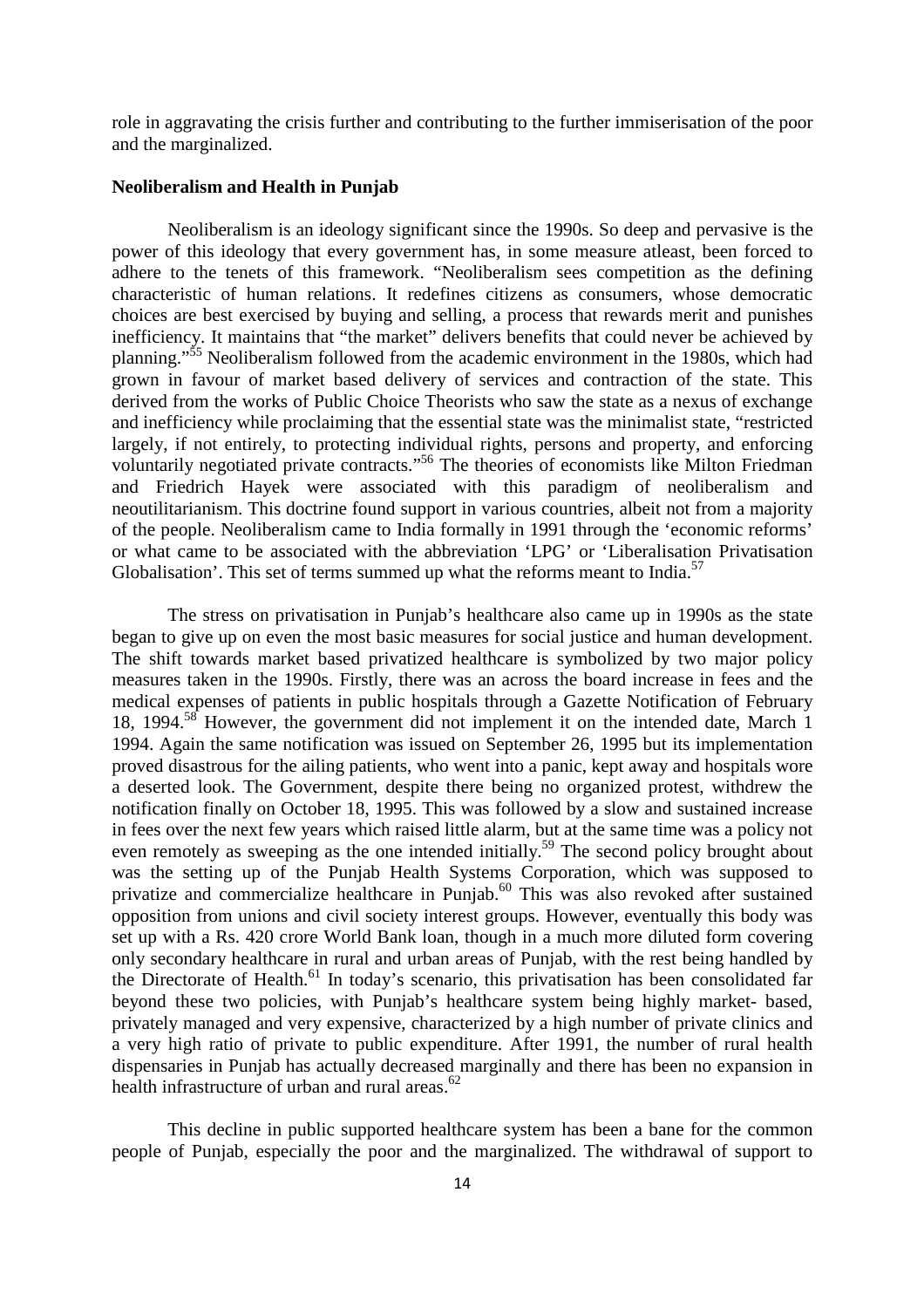role in aggravating the crisis further and contributing to the further immiserisation of the poor and the marginalized.

**Neoliberalism and Health in Punjab**

Neoliberalism is an ideology significant since the 1990s. So deep and pervasive is the power of this ideology that every government has, in some measure atleast, been forced to adhere to the tenets of this framework. "Neoliberalism sees competition as the defining characteristic of human relations. It redefines citizens as consumers, whose democratic choices are best exercised by buying and selling, a process that rewards merit and punishes inefficiency. It maintains that "the market" delivers benefits that could never be achieved by planning."[55] Neoliberalism followed from the academic environment in the 1980s, which had grown in favour of market based delivery of services and contraction of the state. This derived from the works of Public Choice Theorists who saw the state as a nexus of exchange and inefficiency while proclaiming that the essential state was the minimalist state, "restricted largely, if not entirely, to protecting individual rights, persons and property, and enforcing voluntarily negotiated private contracts."[56] The theories of economists like Milton Friedman and Friedrich Hayek were associated with this paradigm of neoliberalism and neoutilitarianism. This doctrine found support in various countries, albeit not from a majority of the people. Neoliberalism came to India formally in 1991 through the 'economic reforms' or what came to be associated with the abbreviation 'LPG' or 'Liberalisation Privatisation Globalisation'. This set of terms summed up what the reforms meant to India.[57]

The stress on privatisation in Punjab's healthcare also came up in 1990s as the state began to give up on even the most basic measures for social justice and human development. The shift towards market based privatized healthcare is symbolized by two major policy measures taken in the 1990s. Firstly, there was an across the board increase in fees and the medical expenses of patients in public hospitals through a Gazette Notification of February 18, 1994.[58] However, the government did not implement it on the intended date, March 1 1994. Again the same notification was issued on September 26, 1995 but its implementation proved disastrous for the ailing patients, who went into a panic, kept away and hospitals wore a deserted look. The Government, despite there being no organized protest, withdrew the notification finally on October 18, 1995. This was followed by a slow and sustained increase in fees over the next few years which raised little alarm, but at the same time was a policy not even remotely as sweeping as the one intended initially.[59] The second policy brought about was the setting up of the Punjab Health Systems Corporation, which was supposed to privatize and commercialize healthcare in Punjab.[60] This was also revoked after sustained opposition from unions and civil society interest groups. However, eventually this body was set up with a Rs. 420 crore World Bank loan, though in a much more diluted form covering only secondary healthcare in rural and urban areas of Punjab, with the rest being handled by the Directorate of Health.[61] In today's scenario, this privatisation has been consolidated far beyond these two policies, with Punjab's healthcare system being highly market- based, privately managed and very expensive, characterized by a high number of private clinics and a very high ratio of private to public expenditure. After 1991, the number of rural health dispensaries in Punjab has actually decreased marginally and there has been no expansion in health infrastructure of urban and rural areas.[62]

This decline in public supported healthcare system has been a bane for the common people of Punjab, especially the poor and the marginalized. The withdrawal of support to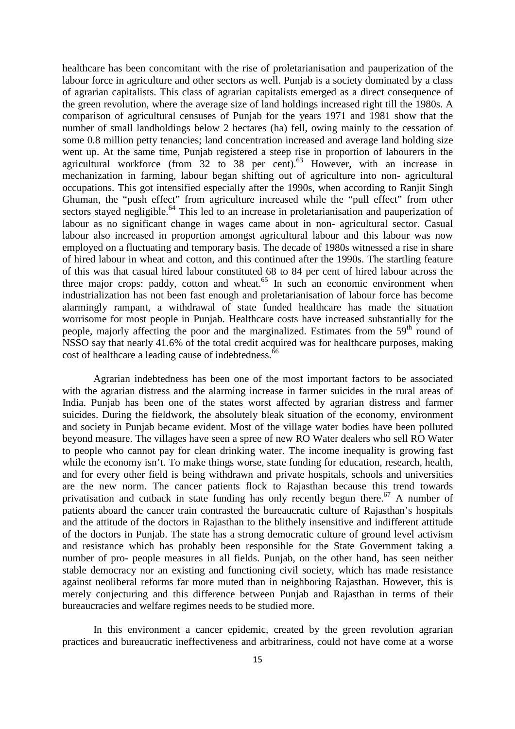healthcare has been concomitant with the rise of proletarianisation and pauperization of the labour force in agriculture and other sectors as well. Punjab is a society dominated by a class of agrarian capitalists. This class of agrarian capitalists emerged as a direct consequence of the green revolution, where the average size of land holdings increased right till the 1980s. A comparison of agricultural censuses of Punjab for the years 1971 and 1981 show that the number of small landholdings below 2 hectares (ha) fell, owing mainly to the cessation of some 0.8 million petty tenancies; land concentration increased and average land holding size went up. At the same time, Punjab registered a steep rise in proportion of labourers in the agricultural workforce (from 32 to 38 per cent).[63] However, with an increase in mechanization in farming, labour began shifting out of agriculture into non- agricultural occupations. This got intensified especially after the 1990s, when according to Ranjit Singh Ghuman, the "push effect" from agriculture increased while the "pull effect" from other sectors stayed negligible.[64] This led to an increase in proletarianisation and pauperization of labour as no significant change in wages came about in non- agricultural sector. Casual labour also increased in proportion amongst agricultural labour and this labour was now employed on a fluctuating and temporary basis. The decade of 1980s witnessed a rise in share of hired labour in wheat and cotton, and this continued after the 1990s. The startling feature of this was that casual hired labour constituted 68 to 84 per cent of hired labour across the three major crops: paddy, cotton and wheat.[65] In such an economic environment when industrialization has not been fast enough and proletarianisation of labour force has become alarmingly rampant, a withdrawal of state funded healthcare has made the situation worrisome for most people in Punjab. Healthcare costs have increased substantially for the people, majorly affecting the poor and the marginalized. Estimates from the 59th round of NSSO say that nearly 41.6% of the total credit acquired was for healthcare purposes, making cost of healthcare a leading cause of indebtedness.[66]

Agrarian indebtedness has been one of the most important factors to be associated with the agrarian distress and the alarming increase in farmer suicides in the rural areas of India. Punjab has been one of the states worst affected by agrarian distress and farmer suicides. During the fieldwork, the absolutely bleak situation of the economy, environment and society in Punjab became evident. Most of the village water bodies have been polluted beyond measure. The villages have seen a spree of new RO Water dealers who sell RO Water to people who cannot pay for clean drinking water. The income inequality is growing fast while the economy isn't. To make things worse, state funding for education, research, health, and for every other field is being withdrawn and private hospitals, schools and universities are the new norm. The cancer patients flock to Rajasthan because this trend towards privatisation and cutback in state funding has only recently begun there.[67] A number of patients aboard the cancer train contrasted the bureaucratic culture of Rajasthan's hospitals and the attitude of the doctors in Rajasthan to the blithely insensitive and indifferent attitude of the doctors in Punjab. The state has a strong democratic culture of ground level activism and resistance which has probably been responsible for the State Government taking a number of pro- people measures in all fields. Punjab, on the other hand, has seen neither stable democracy nor an existing and functioning civil society, which has made resistance against neoliberal reforms far more muted than in neighboring Rajasthan. However, this is merely conjecturing and this difference between Punjab and Rajasthan in terms of their bureaucracies and welfare regimes needs to be studied more.

In this environment a cancer epidemic, created by the green revolution agrarian practices and bureaucratic ineffectiveness and arbitrariness, could not have come at a worse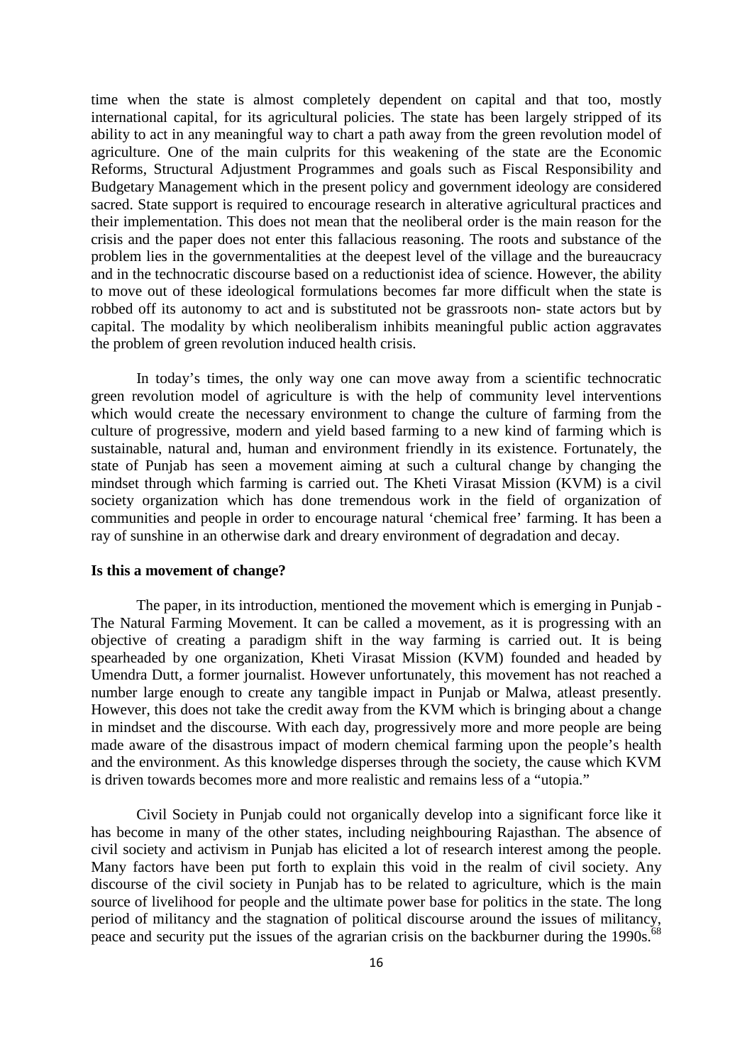time when the state is almost completely dependent on capital and that too, mostly international capital, for its agricultural policies. The state has been largely stripped of its ability to act in any meaningful way to chart a path away from the green revolution model of agriculture. One of the main culprits for this weakening of the state are the Economic Reforms, Structural Adjustment Programmes and goals such as Fiscal Responsibility and Budgetary Management which in the present policy and government ideology are considered sacred. State support is required to encourage research in alterative agricultural practices and their implementation. This does not mean that the neoliberal order is the main reason for the crisis and the paper does not enter this fallacious reasoning. The roots and substance of the problem lies in the governmentalities at the deepest level of the village and the bureaucracy and in the technocratic discourse based on a reductionist idea of science. However, the ability to move out of these ideological formulations becomes far more difficult when the state is robbed off its autonomy to act and is substituted not be grassroots non- state actors but by capital. The modality by which neoliberalism inhibits meaningful public action aggravates the problem of green revolution induced health crisis.

In today's times, the only way one can move away from a scientific technocratic green revolution model of agriculture is with the help of community level interventions which would create the necessary environment to change the culture of farming from the culture of progressive, modern and yield based farming to a new kind of farming which is sustainable, natural and, human and environment friendly in its existence. Fortunately, the state of Punjab has seen a movement aiming at such a cultural change by changing the mindset through which farming is carried out. The Kheti Virasat Mission (KVM) is a civil society organization which has done tremendous work in the field of organization of communities and people in order to encourage natural 'chemical free' farming. It has been a ray of sunshine in an otherwise dark and dreary environment of degradation and decay.

**Is this a movement of change?**

The paper, in its introduction, mentioned the movement which is emerging in Punjab - The Natural Farming Movement. It can be called a movement, as it is progressing with an objective of creating a paradigm shift in the way farming is carried out. It is being spearheaded by one organization, Kheti Virasat Mission (KVM) founded and headed by Umendra Dutt, a former journalist. However unfortunately, this movement has not reached a number large enough to create any tangible impact in Punjab or Malwa, atleast presently. However, this does not take the credit away from the KVM which is bringing about a change in mindset and the discourse. With each day, progressively more and more people are being made aware of the disastrous impact of modern chemical farming upon the people's health and the environment. As this knowledge disperses through the society, the cause which KVM is driven towards becomes more and more realistic and remains less of a "utopia."

Civil Society in Punjab could not organically develop into a significant force like it has become in many of the other states, including neighbouring Rajasthan. The absence of civil society and activism in Punjab has elicited a lot of research interest among the people. Many factors have been put forth to explain this void in the realm of civil society. Any discourse of the civil society in Punjab has to be related to agriculture, which is the main source of livelihood for people and the ultimate power base for politics in the state. The long period of militancy and the stagnation of political discourse around the issues of militancy, peace and security put the issues of the agrarian crisis on the backburner during the 1990s.[68]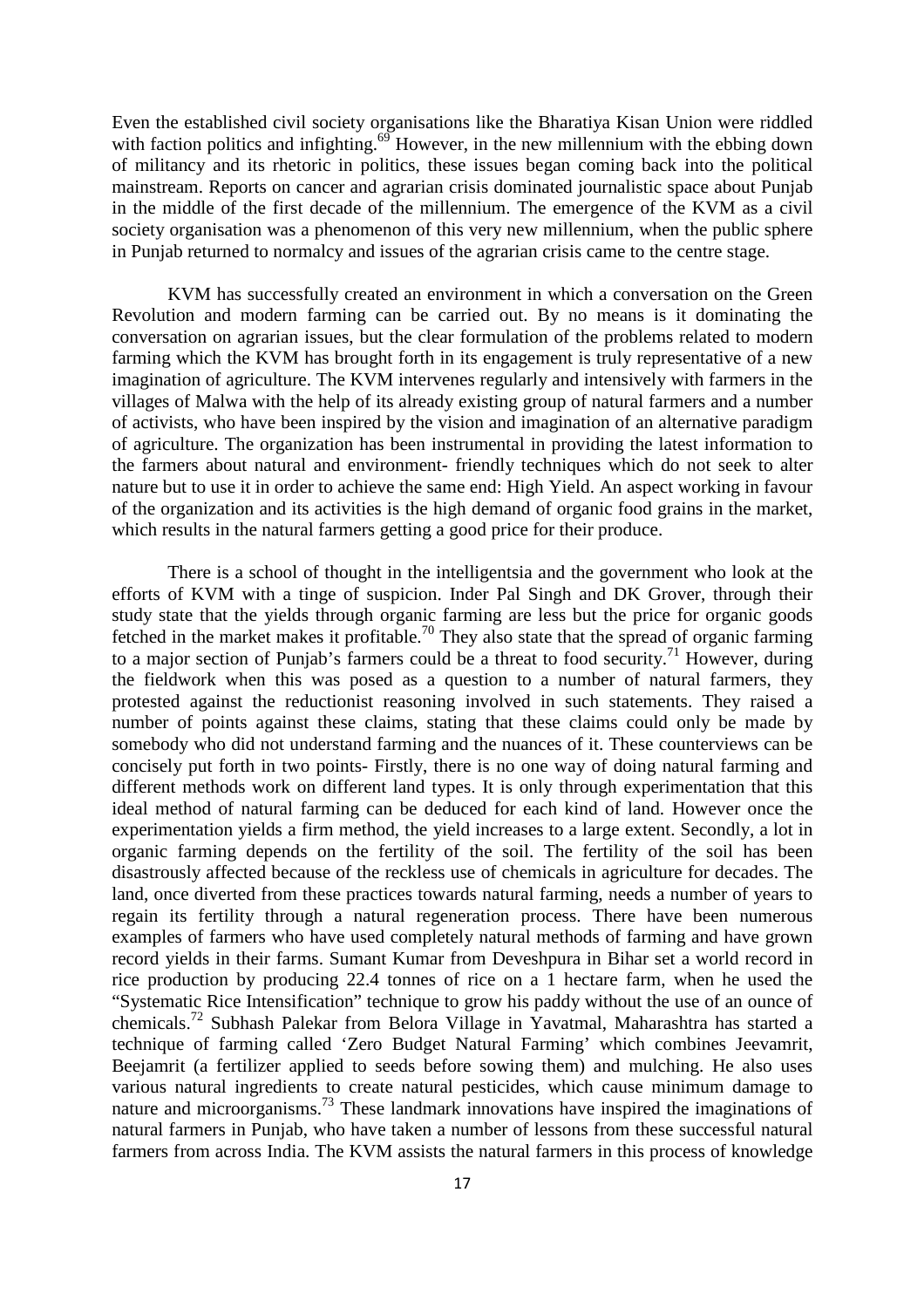Even the established civil society organisations like the Bharatiya Kisan Union were riddled with faction politics and infighting.[69] However, in the new millennium with the ebbing down of militancy and its rhetoric in politics, these issues began coming back into the political mainstream. Reports on cancer and agrarian crisis dominated journalistic space about Punjab in the middle of the first decade of the millennium. The emergence of the KVM as a civil society organisation was a phenomenon of this very new millennium, when the public sphere in Punjab returned to normalcy and issues of the agrarian crisis came to the centre stage.

KVM has successfully created an environment in which a conversation on the Green Revolution and modern farming can be carried out. By no means is it dominating the conversation on agrarian issues, but the clear formulation of the problems related to modern farming which the KVM has brought forth in its engagement is truly representative of a new imagination of agriculture. The KVM intervenes regularly and intensively with farmers in the villages of Malwa with the help of its already existing group of natural farmers and a number of activists, who have been inspired by the vision and imagination of an alternative paradigm of agriculture. The organization has been instrumental in providing the latest information to the farmers about natural and environment- friendly techniques which do not seek to alter nature but to use it in order to achieve the same end: High Yield. An aspect working in favour of the organization and its activities is the high demand of organic food grains in the market, which results in the natural farmers getting a good price for their produce.

There is a school of thought in the intelligentsia and the government who look at the efforts of KVM with a tinge of suspicion. Inder Pal Singh and DK Grover, through their study state that the yields through organic farming are less but the price for organic goods fetched in the market makes it profitable.[70] They also state that the spread of organic farming to a major section of Punjab's farmers could be a threat to food security.[71] However, during the fieldwork when this was posed as a question to a number of natural farmers, they protested against the reductionist reasoning involved in such statements. They raised a number of points against these claims, stating that these claims could only be made by somebody who did not understand farming and the nuances of it. These counterviews can be concisely put forth in two points- Firstly, there is no one way of doing natural farming and different methods work on different land types. It is only through experimentation that this ideal method of natural farming can be deduced for each kind of land. However once the experimentation yields a firm method, the yield increases to a large extent. Secondly, a lot in organic farming depends on the fertility of the soil. The fertility of the soil has been disastrously affected because of the reckless use of chemicals in agriculture for decades. The land, once diverted from these practices towards natural farming, needs a number of years to regain its fertility through a natural regeneration process. There have been numerous examples of farmers who have used completely natural methods of farming and have grown record yields in their farms. Sumant Kumar from Deveshpura in Bihar set a world record in rice production by producing 22.4 tonnes of rice on a 1 hectare farm, when he used the "Systematic Rice Intensification" technique to grow his paddy without the use of an ounce of chemicals.[72] Subhash Palekar from Belora Village in Yavatmal, Maharashtra has started a technique of farming called 'Zero Budget Natural Farming' which combines Jeevamrit, Beejamrit (a fertilizer applied to seeds before sowing them) and mulching. He also uses various natural ingredients to create natural pesticides, which cause minimum damage to nature and microorganisms.[73] These landmark innovations have inspired the imaginations of natural farmers in Punjab, who have taken a number of lessons from these successful natural farmers from across India. The KVM assists the natural farmers in this process of knowledge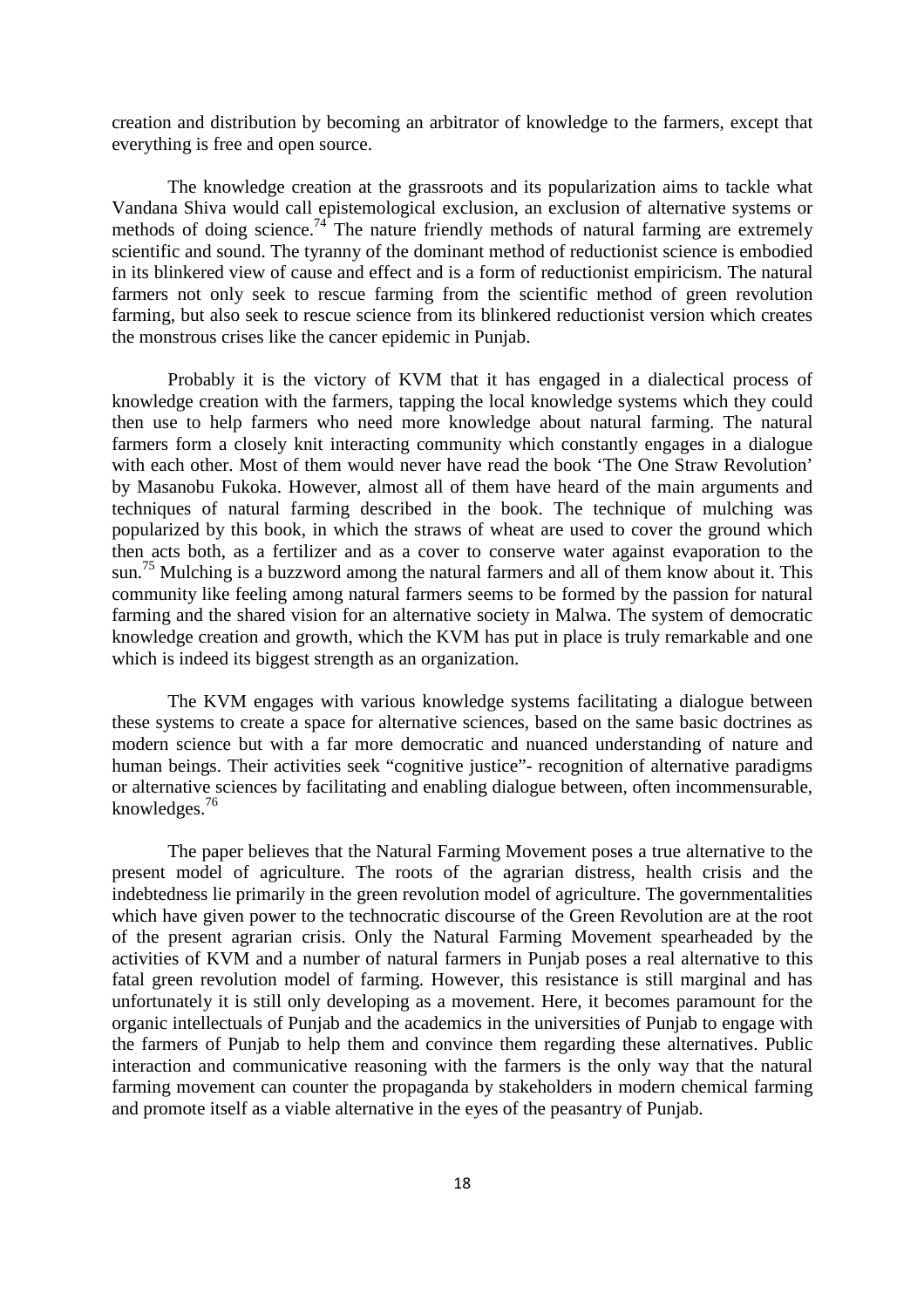creation and distribution by becoming an arbitrator of knowledge to the farmers, except that everything is free and open source.

The knowledge creation at the grassroots and its popularization aims to tackle what Vandana Shiva would call epistemological exclusion, an exclusion of alternative systems or methods of doing science.[74] The nature friendly methods of natural farming are extremely scientific and sound. The tyranny of the dominant method of reductionist science is embodied in its blinkered view of cause and effect and is a form of reductionist empiricism. The natural farmers not only seek to rescue farming from the scientific method of green revolution farming, but also seek to rescue science from its blinkered reductionist version which creates the monstrous crises like the cancer epidemic in Punjab.

Probably it is the victory of KVM that it has engaged in a dialectical process of knowledge creation with the farmers, tapping the local knowledge systems which they could then use to help farmers who need more knowledge about natural farming. The natural farmers form a closely knit interacting community which constantly engages in a dialogue with each other. Most of them would never have read the book 'The One Straw Revolution' by Masanobu Fukoka. However, almost all of them have heard of the main arguments and techniques of natural farming described in the book. The technique of mulching was popularized by this book, in which the straws of wheat are used to cover the ground which then acts both, as a fertilizer and as a cover to conserve water against evaporation to the sun.[75] Mulching is a buzzword among the natural farmers and all of them know about it. This community like feeling among natural farmers seems to be formed by the passion for natural farming and the shared vision for an alternative society in Malwa. The system of democratic knowledge creation and growth, which the KVM has put in place is truly remarkable and one which is indeed its biggest strength as an organization.

The KVM engages with various knowledge systems facilitating a dialogue between these systems to create a space for alternative sciences, based on the same basic doctrines as modern science but with a far more democratic and nuanced understanding of nature and human beings. Their activities seek "cognitive justice"- recognition of alternative paradigms or alternative sciences by facilitating and enabling dialogue between, often incommensurable, knowledges.[76]

The paper believes that the Natural Farming Movement poses a true alternative to the present model of agriculture. The roots of the agrarian distress, health crisis and the indebtedness lie primarily in the green revolution model of agriculture. The governmentalities which have given power to the technocratic discourse of the Green Revolution are at the root of the present agrarian crisis. Only the Natural Farming Movement spearheaded by the activities of KVM and a number of natural farmers in Punjab poses a real alternative to this fatal green revolution model of farming. However, this resistance is still marginal and has unfortunately it is still only developing as a movement. Here, it becomes paramount for the organic intellectuals of Punjab and the academics in the universities of Punjab to engage with the farmers of Punjab to help them and convince them regarding these alternatives. Public interaction and communicative reasoning with the farmers is the only way that the natural farming movement can counter the propaganda by stakeholders in modern chemical farming and promote itself as a viable alternative in the eyes of the peasantry of Punjab.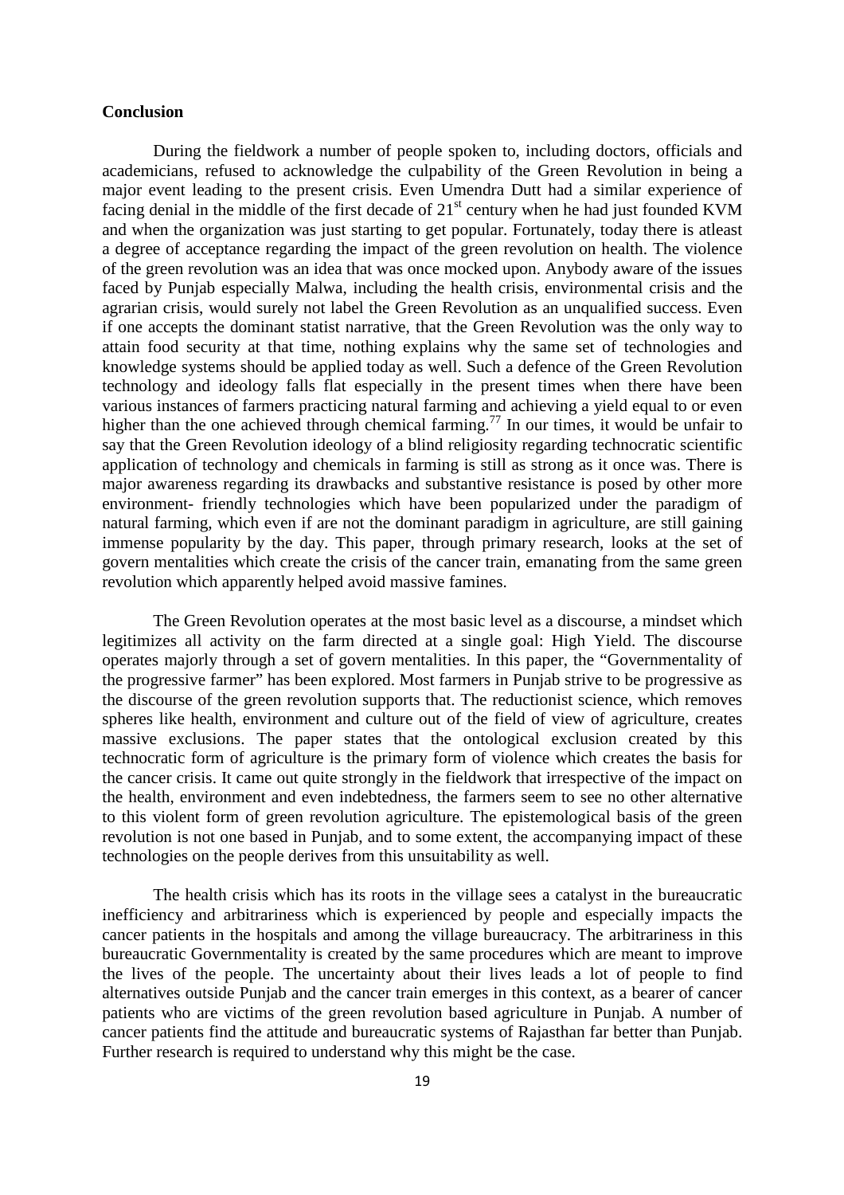**Conclusion**

During the fieldwork a number of people spoken to, including doctors, officials and academicians, refused to acknowledge the culpability of the Green Revolution in being a major event leading to the present crisis. Even Umendra Dutt had a similar experience of facing denial in the middle of the first decade of 21st century when he had just founded KVM and when the organization was just starting to get popular. Fortunately, today there is atleast a degree of acceptance regarding the impact of the green revolution on health. The violence of the green revolution was an idea that was once mocked upon. Anybody aware of the issues faced by Punjab especially Malwa, including the health crisis, environmental crisis and the agrarian crisis, would surely not label the Green Revolution as an unqualified success. Even if one accepts the dominant statist narrative, that the Green Revolution was the only way to attain food security at that time, nothing explains why the same set of technologies and knowledge systems should be applied today as well. Such a defence of the Green Revolution technology and ideology falls flat especially in the present times when there have been various instances of farmers practicing natural farming and achieving a yield equal to or even higher than the one achieved through chemical farming.[77] In our times, it would be unfair to say that the Green Revolution ideology of a blind religiosity regarding technocratic scientific application of technology and chemicals in farming is still as strong as it once was. There is major awareness regarding its drawbacks and substantive resistance is posed by other more environment- friendly technologies which have been popularized under the paradigm of natural farming, which even if are not the dominant paradigm in agriculture, are still gaining immense popularity by the day. This paper, through primary research, looks at the set of govern mentalities which create the crisis of the cancer train, emanating from the same green revolution which apparently helped avoid massive famines.

The Green Revolution operates at the most basic level as a discourse, a mindset which legitimizes all activity on the farm directed at a single goal: High Yield. The discourse operates majorly through a set of govern mentalities. In this paper, the "Governmentality of the progressive farmer" has been explored. Most farmers in Punjab strive to be progressive as the discourse of the green revolution supports that. The reductionist science, which removes spheres like health, environment and culture out of the field of view of agriculture, creates massive exclusions. The paper states that the ontological exclusion created by this technocratic form of agriculture is the primary form of violence which creates the basis for the cancer crisis. It came out quite strongly in the fieldwork that irrespective of the impact on the health, environment and even indebtedness, the farmers seem to see no other alternative to this violent form of green revolution agriculture. The epistemological basis of the green revolution is not one based in Punjab, and to some extent, the accompanying impact of these technologies on the people derives from this unsuitability as well.

The health crisis which has its roots in the village sees a catalyst in the bureaucratic inefficiency and arbitrariness which is experienced by people and especially impacts the cancer patients in the hospitals and among the village bureaucracy. The arbitrariness in this bureaucratic Governmentality is created by the same procedures which are meant to improve the lives of the people. The uncertainty about their lives leads a lot of people to find alternatives outside Punjab and the cancer train emerges in this context, as a bearer of cancer patients who are victims of the green revolution based agriculture in Punjab. A number of cancer patients find the attitude and bureaucratic systems of Rajasthan far better than Punjab. Further research is required to understand why this might be the case.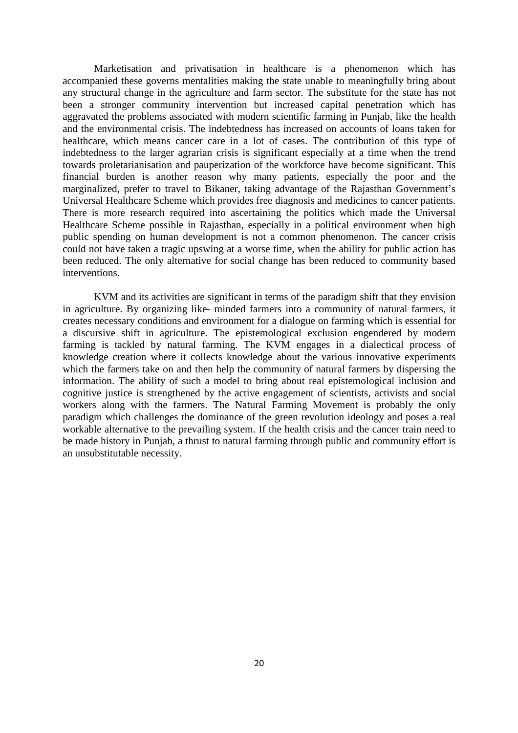Marketisation and privatisation in healthcare is a phenomenon which has accompanied these governs mentalities making the state unable to meaningfully bring about any structural change in the agriculture and farm sector. The substitute for the state has not been a stronger community intervention but increased capital penetration which has aggravated the problems associated with modern scientific farming in Punjab, like the health and the environmental crisis. The indebtedness has increased on accounts of loans taken for healthcare, which means cancer care in a lot of cases. The contribution of this type of indebtedness to the larger agrarian crisis is significant especially at a time when the trend towards proletarianisation and pauperization of the workforce have become significant. This financial burden is another reason why many patients, especially the poor and the marginalized, prefer to travel to Bikaner, taking advantage of the Rajasthan Government's Universal Healthcare Scheme which provides free diagnosis and medicines to cancer patients. There is more research required into ascertaining the politics which made the Universal Healthcare Scheme possible in Rajasthan, especially in a political environment when high public spending on human development is not a common phenomenon. The cancer crisis could not have taken a tragic upswing at a worse time, when the ability for public action has been reduced. The only alternative for social change has been reduced to community based interventions.

KVM and its activities are significant in terms of the paradigm shift that they envision in agriculture. By organizing like- minded farmers into a community of natural farmers, it creates necessary conditions and environment for a dialogue on farming which is essential for a discursive shift in agriculture. The epistemological exclusion engendered by modern farming is tackled by natural farming. The KVM engages in a dialectical process of knowledge creation where it collects knowledge about the various innovative experiments which the farmers take on and then help the community of natural farmers by dispersing the information. The ability of such a model to bring about real epistemological inclusion and cognitive justice is strengthened by the active engagement of scientists, activists and social workers along with the farmers. The Natural Farming Movement is probably the only paradigm which challenges the dominance of the green revolution ideology and poses a real workable alternative to the prevailing system. If the health crisis and the cancer train need to be made history in Punjab, a thrust to natural farming through public and community effort is an unsubstitutable necessity.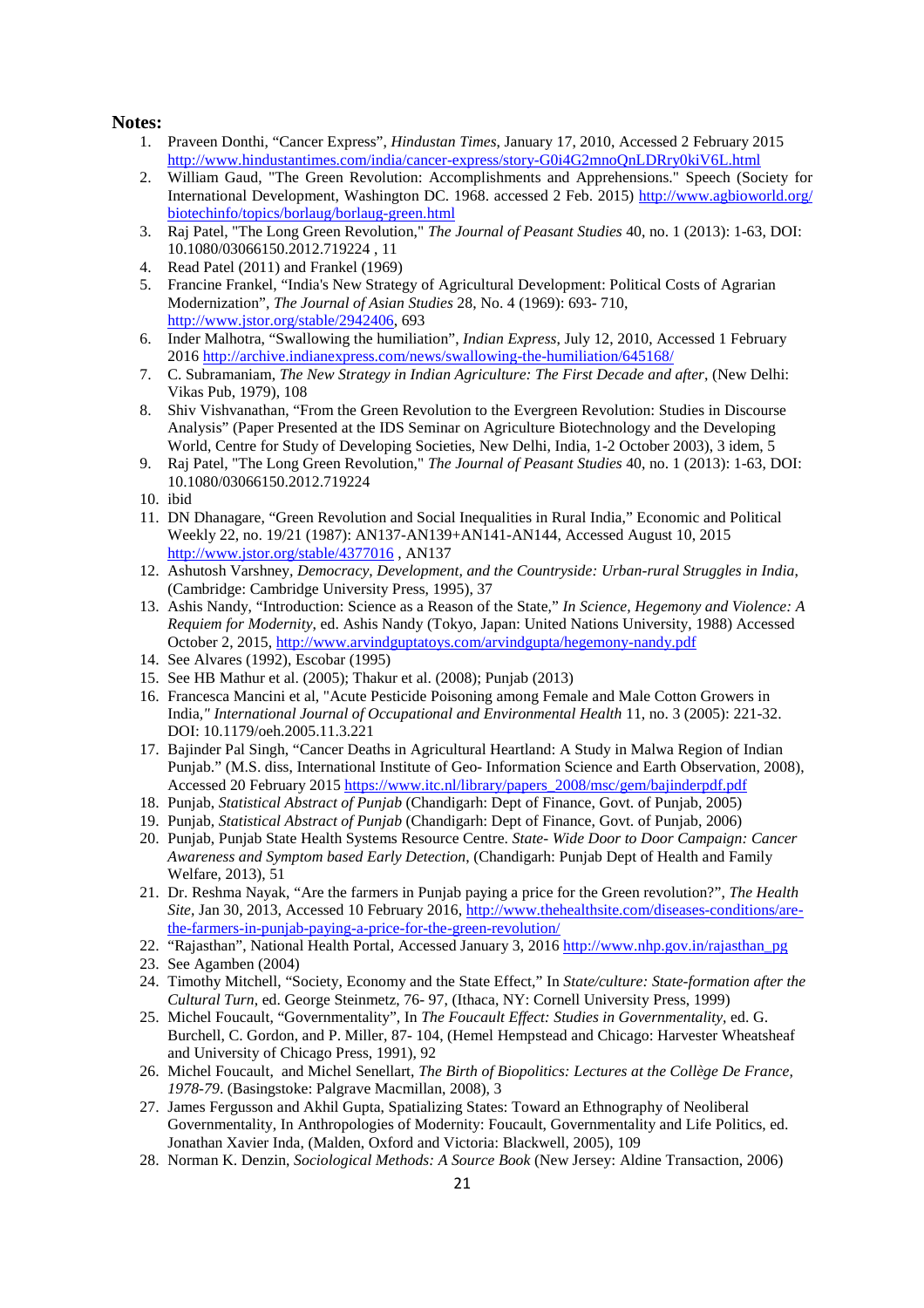**Notes:**

1. Praveen Donthi, "Cancer Express", *Hindustan Times*, January 17, 2010, Accessed 2 February 2015 http://www.hindustantimes.com/india/cancer-express/story-G0i4G2mnoQnLDRry0kiV6L.html
2. William Gaud, "The Green Revolution: Accomplishments and Apprehensions." Speech (Society for International Development, Washington DC. 1968. accessed 2 Feb. 2015) http://www.agbioworld.org/biotechinfo/topics/borlaug/borlaug-green.html
3. Raj Patel, "The Long Green Revolution," *The Journal of Peasant Studies* 40, no. 1 (2013): 1-63, DOI: 10.1080/03066150.2012.719224 , 11
4. Read Patel (2011) and Frankel (1969)
5. Francine Frankel, "India's New Strategy of Agricultural Development: Political Costs of Agrarian Modernization", *The Journal of Asian Studies* 28, No. 4 (1969): 693- 710, http://www.jstor.org/stable/2942406, 693
6. Inder Malhotra, "Swallowing the humiliation", *Indian Express*, July 12, 2010, Accessed 1 February 2016 http://archive.indianexpress.com/news/swallowing-the-humiliation/645168/
7. C. Subramaniam, *The New Strategy in Indian Agriculture: The First Decade and after*, (New Delhi: Vikas Pub, 1979), 108
8. Shiv Vishvanathan, "From the Green Revolution to the Evergreen Revolution: Studies in Discourse Analysis" (Paper Presented at the IDS Seminar on Agriculture Biotechnology and the Developing World, Centre for Study of Developing Societies, New Delhi, India, 1-2 October 2003), 3 idem, 5
9. Raj Patel, "The Long Green Revolution," *The Journal of Peasant Studies* 40, no. 1 (2013): 1-63, DOI: 10.1080/03066150.2012.719224
10. ibid
11. DN Dhanagare, "Green Revolution and Social Inequalities in Rural India," Economic and Political Weekly 22, no. 19/21 (1987): AN137-AN139+AN141-AN144, Accessed August 10, 2015 http://www.jstor.org/stable/4377016 , AN137
12. Ashutosh Varshney, *Democracy, Development, and the Countryside: Urban-rural Struggles in India*, (Cambridge: Cambridge University Press, 1995), 37
13. Ashis Nandy, "Introduction: Science as a Reason of the State," *In Science, Hegemony and Violence: A Requiem for Modernity*, ed. Ashis Nandy (Tokyo, Japan: United Nations University, 1988) Accessed October 2, 2015, http://www.arvindguptatoys.com/arvindgupta/hegemony-nandy.pdf
14. See Alvares (1992), Escobar (1995)
15. See HB Mathur et al. (2005); Thakur et al. (2008); Punjab (2013)
16. Francesca Mancini et al, "Acute Pesticide Poisoning among Female and Male Cotton Growers in India," *International Journal of Occupational and Environmental Health* 11, no. 3 (2005): 221-32. DOI: 10.1179/oeh.2005.11.3.221
17. Bajinder Pal Singh, "Cancer Deaths in Agricultural Heartland: A Study in Malwa Region of Indian Punjab." (M.S. diss, International Institute of Geo- Information Science and Earth Observation, 2008), Accessed 20 February 2015 https://www.itc.nl/library/papers_2008/msc/gem/bajinderpdf.pdf
18. Punjab, *Statistical Abstract of Punjab* (Chandigarh: Dept of Finance, Govt. of Punjab, 2005)
19. Punjab, *Statistical Abstract of Punjab* (Chandigarh: Dept of Finance, Govt. of Punjab, 2006)
20. Punjab, Punjab State Health Systems Resource Centre. *State- Wide Door to Door Campaign: Cancer Awareness and Symptom based Early Detection*, (Chandigarh: Punjab Dept of Health and Family Welfare, 2013), 51
21. Dr. Reshma Nayak, "Are the farmers in Punjab paying a price for the Green revolution?", *The Health Site*, Jan 30, 2013, Accessed 10 February 2016, http://www.thehealthsite.com/diseases-conditions/are-the-farmers-in-punjab-paying-a-price-for-the-green-revolution/
22. "Rajasthan", National Health Portal, Accessed January 3, 2016 http://www.nhp.gov.in/rajasthan_pg
23. See Agamben (2004)
24. Timothy Mitchell, "Society, Economy and the State Effect," In *State/culture: State-formation after the Cultural Turn*, ed. George Steinmetz, 76- 97, (Ithaca, NY: Cornell University Press, 1999)
25. Michel Foucault, "Governmentality", In *The Foucault Effect: Studies in Governmentality*, ed. G. Burchell, C. Gordon, and P. Miller, 87- 104, (Hemel Hempstead and Chicago: Harvester Wheatsheaf and University of Chicago Press, 1991), 92
26. Michel Foucault, and Michel Senellart, *The Birth of Biopolitics: Lectures at the Collège De France, 1978-79*. (Basingstoke: Palgrave Macmillan, 2008), 3
27. James Fergusson and Akhil Gupta, Spatializing States: Toward an Ethnography of Neoliberal Governmentality, In Anthropologies of Modernity: Foucault, Governmentality and Life Politics, ed. Jonathan Xavier Inda, (Malden, Oxford and Victoria: Blackwell, 2005), 109
28. Norman K. Denzin, *Sociological Methods: A Source Book* (New Jersey: Aldine Transaction, 2006)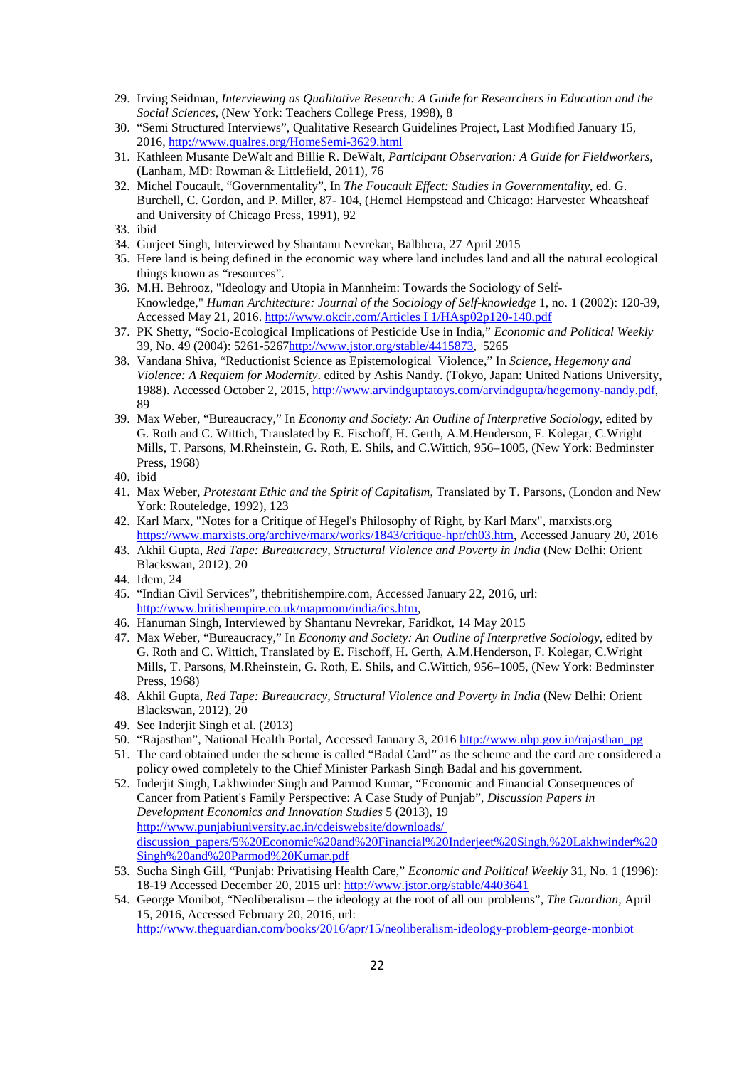29. Irving Seidman, *Interviewing as Qualitative Research: A Guide for Researchers in Education and the Social Sciences*, (New York: Teachers College Press, 1998), 8
30. "Semi Structured Interviews", Qualitative Research Guidelines Project, Last Modified January 15, 2016, http://www.qualres.org/HomeSemi-3629.html
31. Kathleen Musante DeWalt and Billie R. DeWalt, *Participant Observation: A Guide for Fieldworkers*, (Lanham, MD: Rowman & Littlefield, 2011), 76
32. Michel Foucault, "Governmentality", In *The Foucault Effect: Studies in Governmentality*, ed. G. Burchell, C. Gordon, and P. Miller, 87- 104, (Hemel Hempstead and Chicago: Harvester Wheatsheaf and University of Chicago Press, 1991), 92
33. ibid
34. Gurjeet Singh, Interviewed by Shantanu Nevrekar, Balbhera, 27 April 2015
35. Here land is being defined in the economic way where land includes land and all the natural ecological things known as "resources".
36. M.H. Behrooz, "Ideology and Utopia in Mannheim: Towards the Sociology of Self-Knowledge," *Human Architecture: Journal of the Sociology of Self-knowledge* 1, no. 1 (2002): 120-39, Accessed May 21, 2016. http://www.okcir.com/Articles I 1/HAsp02p120-140.pdf
37. PK Shetty, "Socio-Ecological Implications of Pesticide Use in India," *Economic and Political Weekly* 39, No. 49 (2004): 5261-5267http://www.jstor.org/stable/4415873, 5265
38. Vandana Shiva, "Reductionist Science as Epistemological Violence," In *Science, Hegemony and Violence: A Requiem for Modernity*. edited by Ashis Nandy. (Tokyo, Japan: United Nations University, 1988). Accessed October 2, 2015, http://www.arvindguptatoys.com/arvindgupta/hegemony-nandy.pdf, 89
39. Max Weber, "Bureaucracy," In *Economy and Society: An Outline of Interpretive Sociology*, edited by G. Roth and C. Wittich, Translated by E. Fischoff, H. Gerth, A.M.Henderson, F. Kolegar, C.Wright Mills, T. Parsons, M.Rheinstein, G. Roth, E. Shils, and C.Wittich, 956–1005, (New York: Bedminster Press, 1968)
40. ibid
41. Max Weber, *Protestant Ethic and the Spirit of Capitalism*, Translated by T. Parsons, (London and New York: Routeledge, 1992), 123
42. Karl Marx, "Notes for a Critique of Hegel's Philosophy of Right, by Karl Marx", marxists.org https://www.marxists.org/archive/marx/works/1843/critique-hpr/ch03.htm, Accessed January 20, 2016
43. Akhil Gupta, *Red Tape: Bureaucracy, Structural Violence and Poverty in India* (New Delhi: Orient Blackswan, 2012), 20
44. Idem, 24
45. "Indian Civil Services", thebritishempire.com, Accessed January 22, 2016, url: http://www.britishempire.co.uk/maproom/india/ics.htm,
46. Hanuman Singh, Interviewed by Shantanu Nevrekar, Faridkot, 14 May 2015
47. Max Weber, "Bureaucracy," In *Economy and Society: An Outline of Interpretive Sociology*, edited by G. Roth and C. Wittich, Translated by E. Fischoff, H. Gerth, A.M.Henderson, F. Kolegar, C.Wright Mills, T. Parsons, M.Rheinstein, G. Roth, E. Shils, and C.Wittich, 956–1005, (New York: Bedminster Press, 1968)
48. Akhil Gupta, *Red Tape: Bureaucracy, Structural Violence and Poverty in India* (New Delhi: Orient Blackswan, 2012), 20
49. See Inderjit Singh et al. (2013)
50. "Rajasthan", National Health Portal, Accessed January 3, 2016 http://www.nhp.gov.in/rajasthan_pg
51. The card obtained under the scheme is called "Badal Card" as the scheme and the card are considered a policy owed completely to the Chief Minister Parkash Singh Badal and his government.
52. Inderjit Singh, Lakhwinder Singh and Parmod Kumar, "Economic and Financial Consequences of Cancer from Patient's Family Perspective: A Case Study of Punjab", *Discussion Papers in Development Economics and Innovation Studies* 5 (2013), 19 http://www.punjabiuniversity.ac.in/cdeiswebsite/downloads/discussion_papers/5%20Economic%20and%20Financial%20Inderjeet%20Singh,%20Lakhwinder%20Singh%20and%20Parmod%20Kumar.pdf
53. Sucha Singh Gill, "Punjab: Privatising Health Care," *Economic and Political Weekly* 31, No. 1 (1996): 18-19 Accessed December 20, 2015 url: http://www.jstor.org/stable/4403641
54. George Monibot, "Neoliberalism – the ideology at the root of all our problems", *The Guardian*, April 15, 2016, Accessed February 20, 2016, url: http://www.theguardian.com/books/2016/apr/15/neoliberalism-ideology-problem-george-monbiot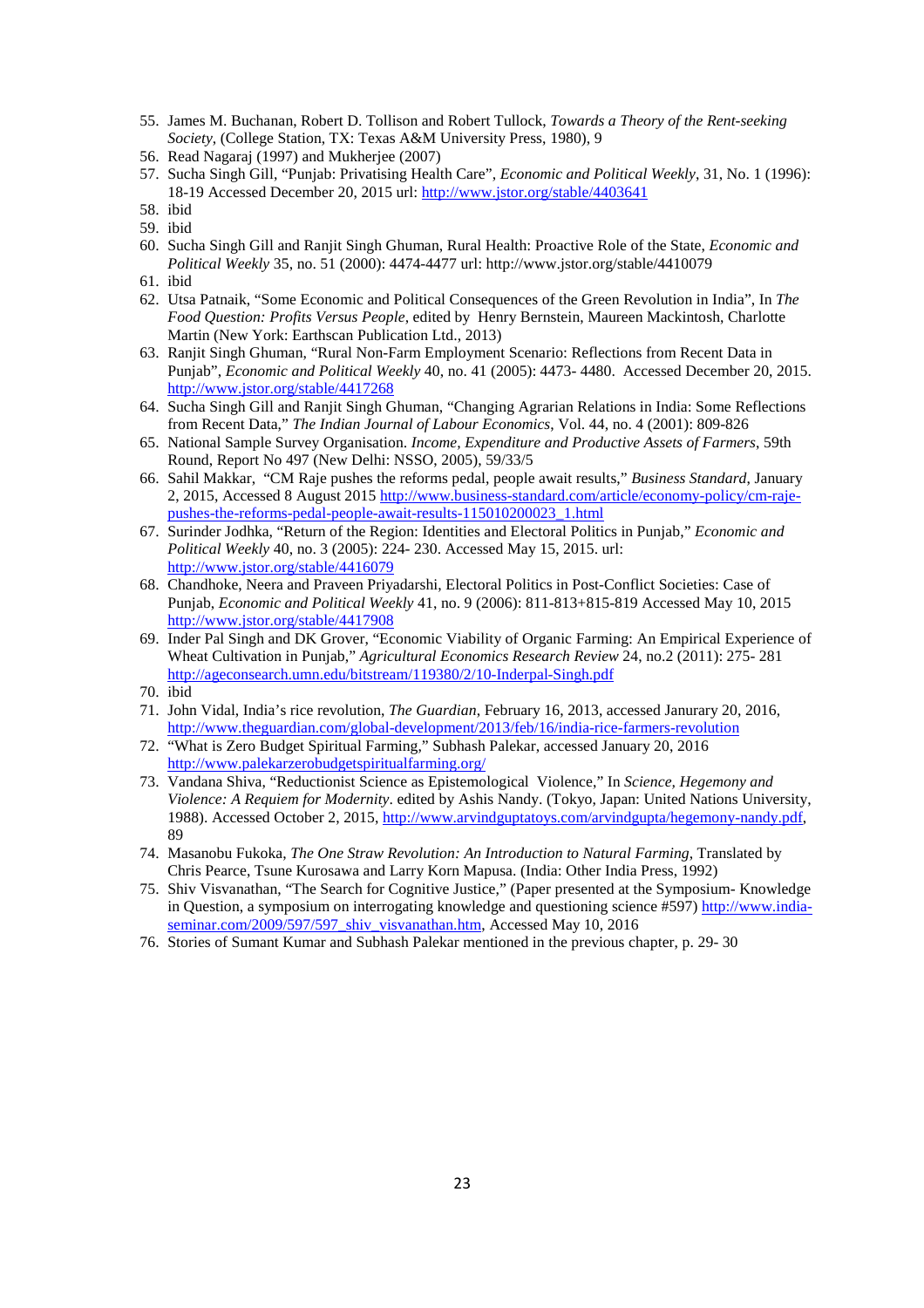55. James M. Buchanan, Robert D. Tollison and Robert Tullock, *Towards a Theory of the Rent-seeking Society*, (College Station, TX: Texas A&M University Press, 1980), 9
56. Read Nagaraj (1997) and Mukherjee (2007)
57. Sucha Singh Gill, "Punjab: Privatising Health Care", *Economic and Political Weekly*, 31, No. 1 (1996): 18-19 Accessed December 20, 2015 url: http://www.jstor.org/stable/4403641
58. ibid
59. ibid
60. Sucha Singh Gill and Ranjit Singh Ghuman, Rural Health: Proactive Role of the State, *Economic and Political Weekly* 35, no. 51 (2000): 4474-4477 url: http://www.jstor.org/stable/4410079
61. ibid
62. Utsa Patnaik, "Some Economic and Political Consequences of the Green Revolution in India", In *The Food Question: Profits Versus People*, edited by Henry Bernstein, Maureen Mackintosh, Charlotte Martin (New York: Earthscan Publication Ltd., 2013)
63. Ranjit Singh Ghuman, "Rural Non-Farm Employment Scenario: Reflections from Recent Data in Punjab", *Economic and Political Weekly* 40, no. 41 (2005): 4473- 4480. Accessed December 20, 2015. http://www.jstor.org/stable/4417268
64. Sucha Singh Gill and Ranjit Singh Ghuman, "Changing Agrarian Relations in India: Some Reflections from Recent Data," *The Indian Journal of Labour Economics*, Vol. 44, no. 4 (2001): 809-826
65. National Sample Survey Organisation. *Income, Expenditure and Productive Assets of Farmers*, 59th Round, Report No 497 (New Delhi: NSSO, 2005), 59/33/5
66. Sahil Makkar, "CM Raje pushes the reforms pedal, people await results," *Business Standard*, January 2, 2015, Accessed 8 August 2015 http://www.business-standard.com/article/economy-policy/cm-raje-pushes-the-reforms-pedal-people-await-results-115010200023_1.html
67. Surinder Jodhka, "Return of the Region: Identities and Electoral Politics in Punjab," *Economic and Political Weekly* 40, no. 3 (2005): 224- 230. Accessed May 15, 2015. url: http://www.jstor.org/stable/4416079
68. Chandhoke, Neera and Praveen Priyadarshi, Electoral Politics in Post-Conflict Societies: Case of Punjab, *Economic and Political Weekly* 41, no. 9 (2006): 811-813+815-819 Accessed May 10, 2015 http://www.jstor.org/stable/4417908
69. Inder Pal Singh and DK Grover, "Economic Viability of Organic Farming: An Empirical Experience of Wheat Cultivation in Punjab," *Agricultural Economics Research Review* 24, no.2 (2011): 275- 281 http://ageconsearch.umn.edu/bitstream/119380/2/10-Inderpal-Singh.pdf
70. ibid
71. John Vidal, India's rice revolution, *The Guardian*, February 16, 2013, accessed Janurary 20, 2016, http://www.theguardian.com/global-development/2013/feb/16/india-rice-farmers-revolution
72. "What is Zero Budget Spiritual Farming," Subhash Palekar, accessed January 20, 2016 http://www.palekarzerobudgetspiritualfarming.org/
73. Vandana Shiva, "Reductionist Science as Epistemological Violence," In *Science, Hegemony and Violence: A Requiem for Modernity*. edited by Ashis Nandy. (Tokyo, Japan: United Nations University, 1988). Accessed October 2, 2015, http://www.arvindguptatoys.com/arvindgupta/hegemony-nandy.pdf, 89
74. Masanobu Fukoka, *The One Straw Revolution: An Introduction to Natural Farming*, Translated by Chris Pearce, Tsune Kurosawa and Larry Korn Mapusa. (India: Other India Press, 1992)
75. Shiv Visvanathan, "The Search for Cognitive Justice," (Paper presented at the Symposium- Knowledge in Question, a symposium on interrogating knowledge and questioning science #597) http://www.india-seminar.com/2009/597/597_shiv_visvanathan.htm, Accessed May 10, 2016
76. Stories of Sumant Kumar and Subhash Palekar mentioned in the previous chapter, p. 29- 30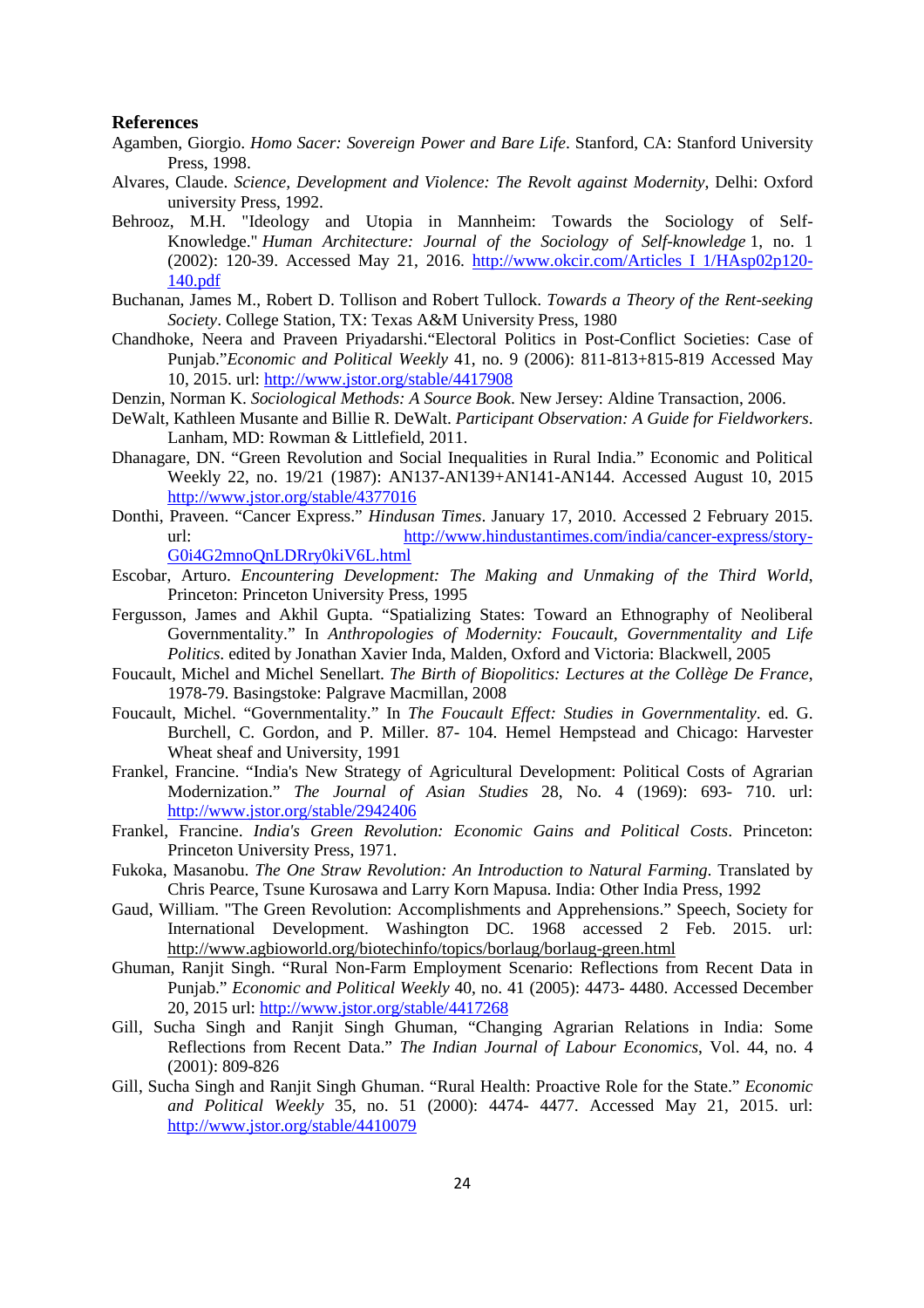## References

Agamben, Giorgio. *Homo Sacer: Sovereign Power and Bare Life*. Stanford, CA: Stanford University Press, 1998.

Alvares, Claude. *Science, Development and Violence: The Revolt against Modernity*, Delhi: Oxford university Press, 1992.

Behrooz, M.H. "Ideology and Utopia in Mannheim: Towards the Sociology of Self-Knowledge." *Human Architecture: Journal of the Sociology of Self-knowledge* 1, no. 1 (2002): 120-39. Accessed May 21, 2016. http://www.okcir.com/Articles I 1/HAsp02p120-140.pdf

Buchanan, James M., Robert D. Tollison and Robert Tullock. *Towards a Theory of the Rent-seeking Society*. College Station, TX: Texas A&M University Press, 1980

Chandhoke, Neera and Praveen Priyadarshi."Electoral Politics in Post-Conflict Societies: Case of Punjab."*Economic and Political Weekly* 41, no. 9 (2006): 811-813+815-819 Accessed May 10, 2015. url: http://www.jstor.org/stable/4417908

Denzin, Norman K. *Sociological Methods: A Source Book*. New Jersey: Aldine Transaction, 2006.

DeWalt, Kathleen Musante and Billie R. DeWalt. *Participant Observation: A Guide for Fieldworkers*. Lanham, MD: Rowman & Littlefield, 2011.

Dhanagare, DN. "Green Revolution and Social Inequalities in Rural India." Economic and Political Weekly 22, no. 19/21 (1987): AN137-AN139+AN141-AN144. Accessed August 10, 2015 http://www.jstor.org/stable/4377016

Donthi, Praveen. "Cancer Express." *Hindusan Times*. January 17, 2010. Accessed 2 February 2015. url: http://www.hindustantimes.com/india/cancer-express/story-G0i4G2mnoQnLDRry0kiV6L.html

Escobar, Arturo. *Encountering Development: The Making and Unmaking of the Third World*, Princeton: Princeton University Press, 1995

Fergusson, James and Akhil Gupta. "Spatializing States: Toward an Ethnography of Neoliberal Governmentality." In *Anthropologies of Modernity: Foucault, Governmentality and Life Politics*. edited by Jonathan Xavier Inda, Malden, Oxford and Victoria: Blackwell, 2005

Foucault, Michel and Michel Senellart. *The Birth of Biopolitics: Lectures at the Collège De France*, 1978-79. Basingstoke: Palgrave Macmillan, 2008

Foucault, Michel. "Governmentality." In *The Foucault Effect: Studies in Governmentality*. ed. G. Burchell, C. Gordon, and P. Miller. 87- 104. Hemel Hempstead and Chicago: Harvester Wheat sheaf and University, 1991

Frankel, Francine. "India's New Strategy of Agricultural Development: Political Costs of Agrarian Modernization." *The Journal of Asian Studies* 28, No. 4 (1969): 693- 710. url: http://www.jstor.org/stable/2942406

Frankel, Francine. *India's Green Revolution: Economic Gains and Political Costs*. Princeton: Princeton University Press, 1971.

Fukoka, Masanobu. *The One Straw Revolution: An Introduction to Natural Farming*. Translated by Chris Pearce, Tsune Kurosawa and Larry Korn Mapusa. India: Other India Press, 1992

Gaud, William. "The Green Revolution: Accomplishments and Apprehensions." Speech, Society for International Development. Washington DC. 1968 accessed 2 Feb. 2015. url: http://www.agbioworld.org/biotechinfo/topics/borlaug/borlaug-green.html

Ghuman, Ranjit Singh. "Rural Non-Farm Employment Scenario: Reflections from Recent Data in Punjab." *Economic and Political Weekly* 40, no. 41 (2005): 4473- 4480. Accessed December 20, 2015 url: http://www.jstor.org/stable/4417268

Gill, Sucha Singh and Ranjit Singh Ghuman, "Changing Agrarian Relations in India: Some Reflections from Recent Data." *The Indian Journal of Labour Economics*, Vol. 44, no. 4 (2001): 809-826

Gill, Sucha Singh and Ranjit Singh Ghuman. "Rural Health: Proactive Role for the State." *Economic and Political Weekly* 35, no. 51 (2000): 4474- 4477. Accessed May 21, 2015. url: http://www.jstor.org/stable/4410079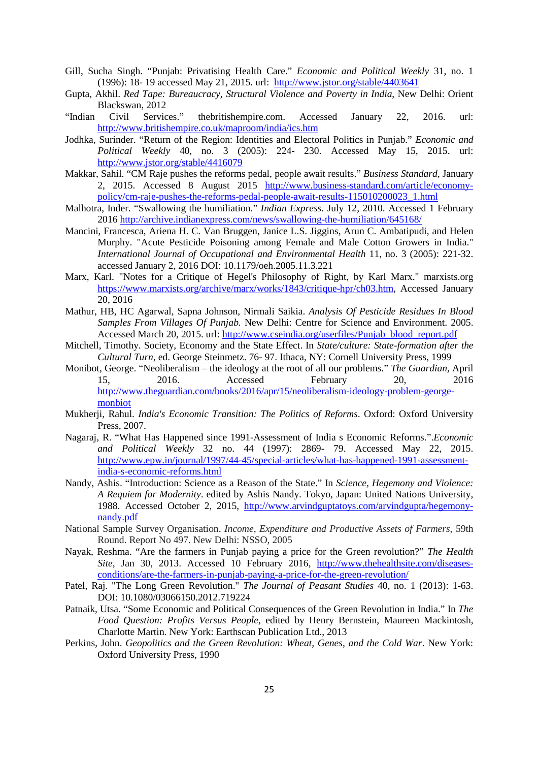Gill, Sucha Singh. "Punjab: Privatising Health Care." *Economic and Political Weekly* 31, no. 1 (1996): 18- 19 accessed May 21, 2015. url: http://www.jstor.org/stable/4403641

Gupta, Akhil. *Red Tape: Bureaucracy, Structural Violence and Poverty in India*, New Delhi: Orient Blackswan, 2012

"Indian Civil Services." thebritishempire.com. Accessed January 22, 2016. url: http://www.britishempire.co.uk/maproom/india/ics.htm

Jodhka, Surinder. "Return of the Region: Identities and Electoral Politics in Punjab." *Economic and Political Weekly* 40, no. 3 (2005): 224- 230. Accessed May 15, 2015. url: http://www.jstor.org/stable/4416079

Makkar, Sahil. "CM Raje pushes the reforms pedal, people await results." *Business Standard*, January 2, 2015. Accessed 8 August 2015 http://www.business-standard.com/article/economy-policy/cm-raje-pushes-the-reforms-pedal-people-await-results-115010200023_1.html

Malhotra, Inder. "Swallowing the humiliation." *Indian Express*. July 12, 2010. Accessed 1 February 2016 http://archive.indianexpress.com/news/swallowing-the-humiliation/645168/

Mancini, Francesca, Ariena H. C. Van Bruggen, Janice L.S. Jiggins, Arun C. Ambatipudi, and Helen Murphy. "Acute Pesticide Poisoning among Female and Male Cotton Growers in India." *International Journal of Occupational and Environmental Health* 11, no. 3 (2005): 221-32. accessed January 2, 2016 DOI: 10.1179/oeh.2005.11.3.221

Marx, Karl. "Notes for a Critique of Hegel's Philosophy of Right, by Karl Marx." marxists.org https://www.marxists.org/archive/marx/works/1843/critique-hpr/ch03.htm, Accessed January 20, 2016

Mathur, HB, HC Agarwal, Sapna Johnson, Nirmali Saikia. *Analysis Of Pesticide Residues In Blood Samples From Villages Of Punjab.* New Delhi: Centre for Science and Environment. 2005. Accessed March 20, 2015. url: http://www.cseindia.org/userfiles/Punjab_blood_report.pdf

Mitchell, Timothy. Society, Economy and the State Effect. In *State/culture: State-formation after the Cultural Turn*, ed. George Steinmetz. 76- 97. Ithaca, NY: Cornell University Press, 1999

Monibot, George. "Neoliberalism – the ideology at the root of all our problems." *The Guardian*, April 15, 2016. Accessed February 20, 2016 http://www.theguardian.com/books/2016/apr/15/neoliberalism-ideology-problem-george-monbiot

Mukherji, Rahul. *India's Economic Transition: The Politics of Reforms*. Oxford: Oxford University Press, 2007.

Nagaraj, R. "What Has Happened since 1991-Assessment of India s Economic Reforms.".*Economic and Political Weekly* 32 no. 44 (1997): 2869- 79. Accessed May 22, 2015. http://www.epw.in/journal/1997/44-45/special-articles/what-has-happened-1991-assessment-india-s-economic-reforms.html

Nandy, Ashis. "Introduction: Science as a Reason of the State." In *Science, Hegemony and Violence: A Requiem for Modernity*. edited by Ashis Nandy. Tokyo, Japan: United Nations University, 1988. Accessed October 2, 2015, http://www.arvindguptatoys.com/arvindgupta/hegemony-nandy.pdf

National Sample Survey Organisation. *Income, Expenditure and Productive Assets of Farmers*, 59th Round. Report No 497. New Delhi: NSSO, 2005

Nayak, Reshma. "Are the farmers in Punjab paying a price for the Green revolution?" *The Health Site*, Jan 30, 2013. Accessed 10 February 2016, http://www.thehealthsite.com/diseases-conditions/are-the-farmers-in-punjab-paying-a-price-for-the-green-revolution/

Patel, Raj. "The Long Green Revolution." *The Journal of Peasant Studies* 40, no. 1 (2013): 1-63. DOI: 10.1080/03066150.2012.719224

Patnaik, Utsa. "Some Economic and Political Consequences of the Green Revolution in India." In *The Food Question: Profits Versus People*, edited by Henry Bernstein, Maureen Mackintosh, Charlotte Martin. New York: Earthscan Publication Ltd., 2013

Perkins, John. *Geopolitics and the Green Revolution: Wheat, Genes, and the Cold War*. New York: Oxford University Press, 1990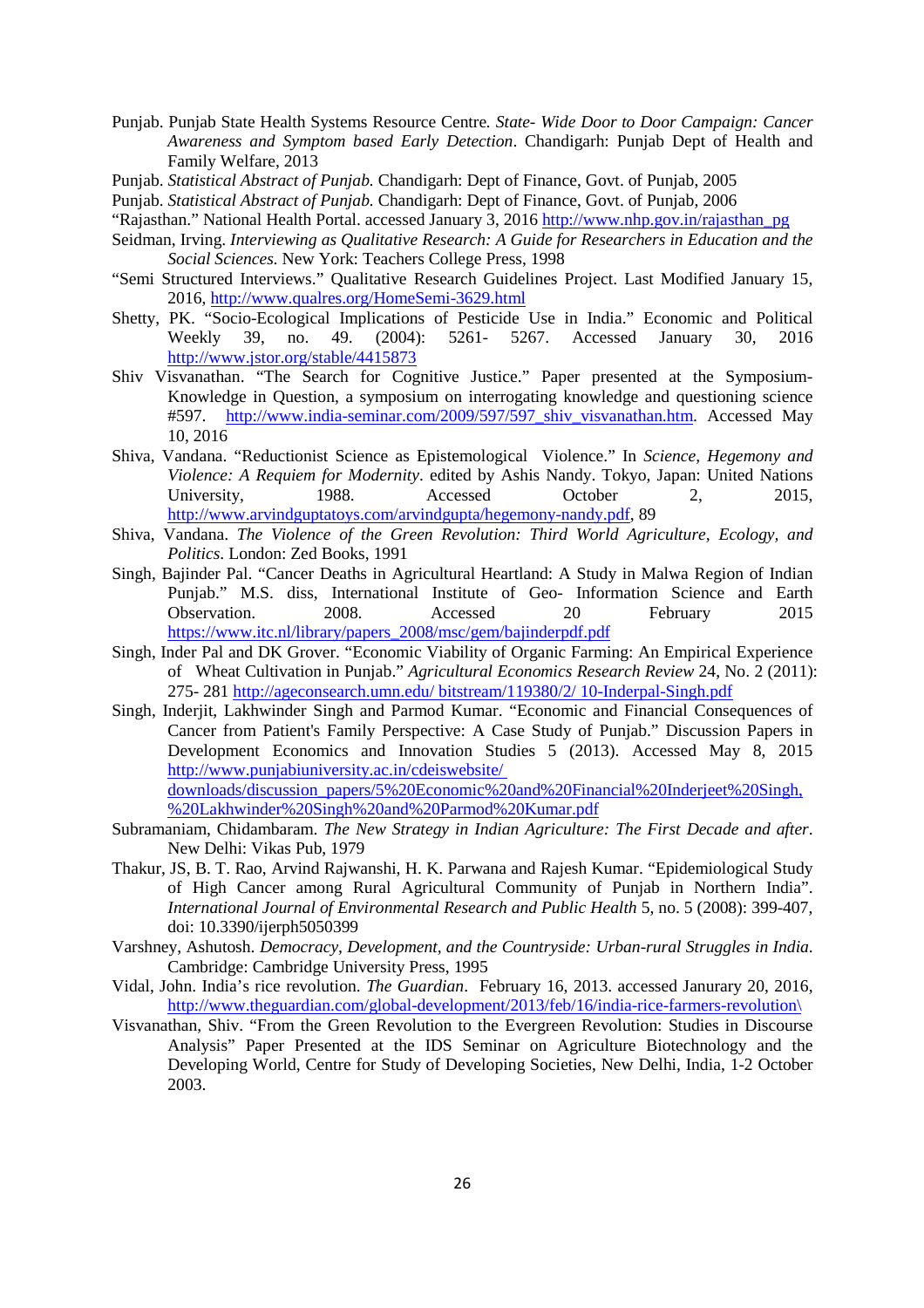Punjab. Punjab State Health Systems Resource Centre. *State- Wide Door to Door Campaign: Cancer Awareness and Symptom based Early Detection*. Chandigarh: Punjab Dept of Health and Family Welfare, 2013

Punjab. *Statistical Abstract of Punjab.* Chandigarh: Dept of Finance, Govt. of Punjab, 2005

Punjab. *Statistical Abstract of Punjab.* Chandigarh: Dept of Finance, Govt. of Punjab, 2006

"Rajasthan." National Health Portal. accessed January 3, 2016 http://www.nhp.gov.in/rajasthan_pg

Seidman, Irving. *Interviewing as Qualitative Research: A Guide for Researchers in Education and the Social Sciences.* New York: Teachers College Press, 1998

"Semi Structured Interviews." Qualitative Research Guidelines Project. Last Modified January 15, 2016, http://www.qualres.org/HomeSemi-3629.html

Shetty, PK. "Socio-Ecological Implications of Pesticide Use in India." Economic and Political Weekly 39, no. 49. (2004): 5261- 5267. Accessed January 30, 2016 http://www.jstor.org/stable/4415873

Shiv Visvanathan. "The Search for Cognitive Justice." Paper presented at the Symposium- Knowledge in Question, a symposium on interrogating knowledge and questioning science #597. http://www.india-seminar.com/2009/597/597_shiv_visvanathan.htm. Accessed May 10, 2016

Shiva, Vandana. "Reductionist Science as Epistemological Violence." In *Science, Hegemony and Violence: A Requiem for Modernity*. edited by Ashis Nandy. Tokyo, Japan: United Nations University, 1988. Accessed October 2, 2015, http://www.arvindguptatoys.com/arvindgupta/hegemony-nandy.pdf, 89

Shiva, Vandana. *The Violence of the Green Revolution: Third World Agriculture, Ecology, and Politics*. London: Zed Books, 1991

Singh, Bajinder Pal. "Cancer Deaths in Agricultural Heartland: A Study in Malwa Region of Indian Punjab." M.S. diss, International Institute of Geo- Information Science and Earth Observation. 2008. Accessed 20 February 2015 https://www.itc.nl/library/papers_2008/msc/gem/bajinderpdf.pdf

Singh, Inder Pal and DK Grover. "Economic Viability of Organic Farming: An Empirical Experience of Wheat Cultivation in Punjab." *Agricultural Economics Research Review* 24, No. 2 (2011): 275- 281 http://ageconsearch.umn.edu/ bitstream/119380/2/ 10-Inderpal-Singh.pdf

Singh, Inderjit, Lakhwinder Singh and Parmod Kumar. "Economic and Financial Consequences of Cancer from Patient's Family Perspective: A Case Study of Punjab." Discussion Papers in Development Economics and Innovation Studies 5 (2013). Accessed May 8, 2015 http://www.punjabiuniversity.ac.in/cdeiswebsite/ downloads/discussion_papers/5%20Economic%20and%20Financial%20Inderjeet%20Singh,%20Lakhwinder%20Singh%20and%20Parmod%20Kumar.pdf

Subramaniam, Chidambaram. *The New Strategy in Indian Agriculture: The First Decade and after*. New Delhi: Vikas Pub, 1979

Thakur, JS, B. T. Rao, Arvind Rajwanshi, H. K. Parwana and Rajesh Kumar. "Epidemiological Study of High Cancer among Rural Agricultural Community of Punjab in Northern India". *International Journal of Environmental Research and Public Health* 5, no. 5 (2008): 399-407, doi: 10.3390/ijerph5050399

Varshney, Ashutosh. *Democracy, Development, and the Countryside: Urban-rural Struggles in India*. Cambridge: Cambridge University Press, 1995

Vidal, John. India's rice revolution. *The Guardian*. February 16, 2013. accessed Janurary 20, 2016, http://www.theguardian.com/global-development/2013/feb/16/india-rice-farmers-revolution\

Visvanathan, Shiv. "From the Green Revolution to the Evergreen Revolution: Studies in Discourse Analysis" Paper Presented at the IDS Seminar on Agriculture Biotechnology and the Developing World, Centre for Study of Developing Societies, New Delhi, India, 1-2 October 2003.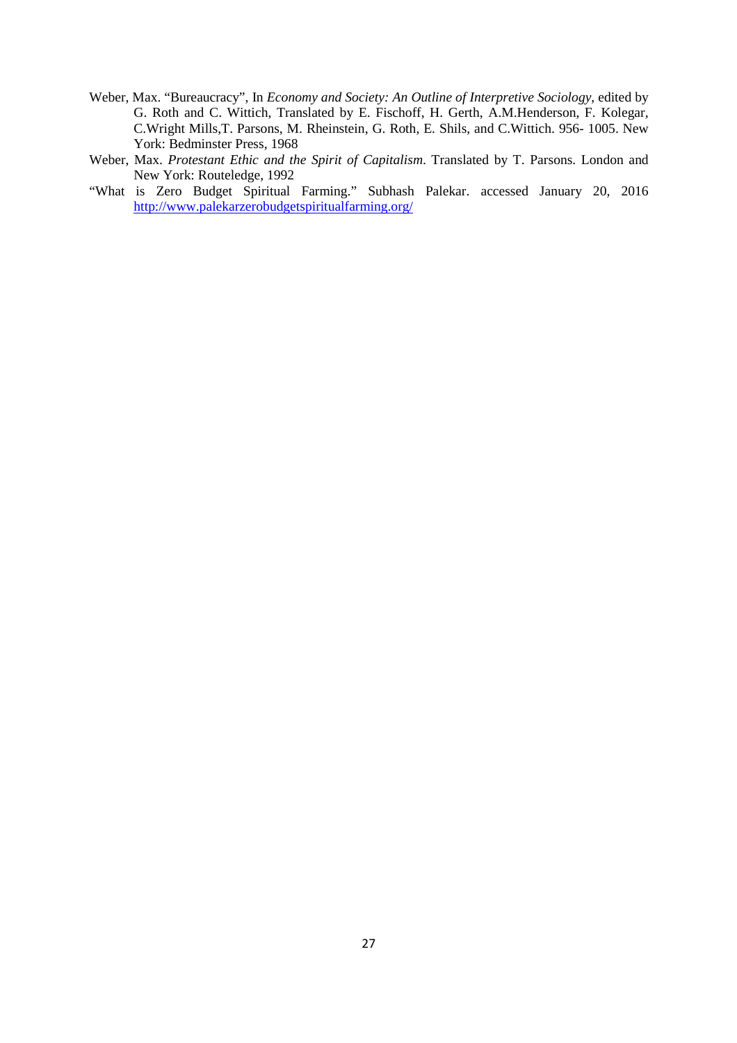Weber, Max. "Bureaucracy", In *Economy and Society: An Outline of Interpretive Sociology*, edited by G. Roth and C. Wittich, Translated by E. Fischoff, H. Gerth, A.M.Henderson, F. Kolegar, C.Wright Mills,T. Parsons, M. Rheinstein, G. Roth, E. Shils, and C.Wittich. 956- 1005. New York: Bedminster Press, 1968

Weber, Max. *Protestant Ethic and the Spirit of Capitalism*. Translated by T. Parsons. London and New York: Routeledge, 1992

"What is Zero Budget Spiritual Farming." Subhash Palekar. accessed January 20, 2016 http://www.palekarzerobudgetspiritualfarming.org/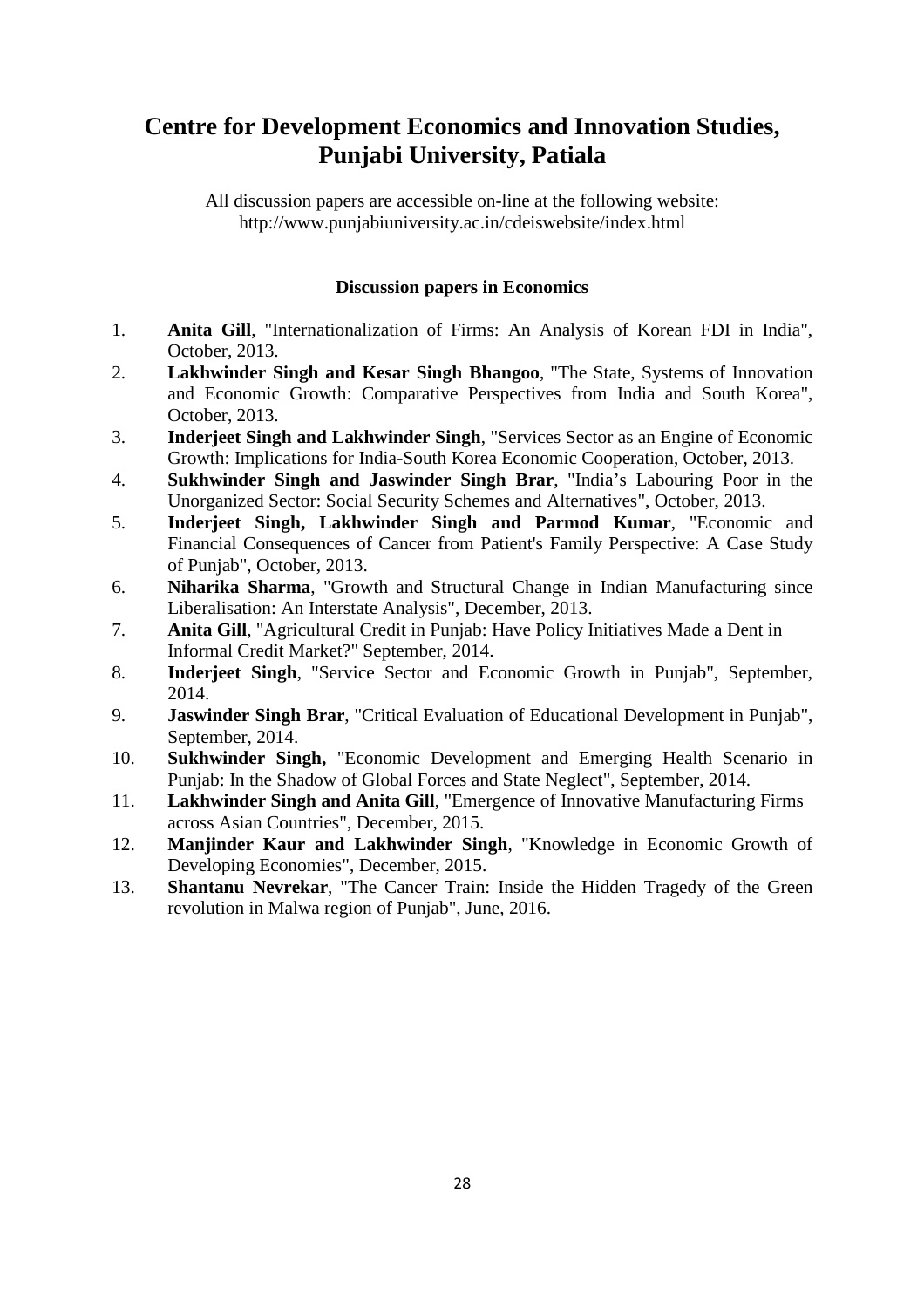# Centre for Development Economics and Innovation Studies, Punjabi University, Patiala

All discussion papers are accessible on-line at the following website:
http://www.punjabiuniversity.ac.in/cdeiswebsite/index.html

### Discussion papers in Economics

1. **Anita Gill**, "Internationalization of Firms: An Analysis of Korean FDI in India", October, 2013.
2. **Lakhwinder Singh and Kesar Singh Bhangoo**, "The State, Systems of Innovation and Economic Growth: Comparative Perspectives from India and South Korea", October, 2013.
3. **Inderjeet Singh and Lakhwinder Singh**, "Services Sector as an Engine of Economic Growth: Implications for India-South Korea Economic Cooperation, October, 2013.
4. **Sukhwinder Singh and Jaswinder Singh Brar**, "India's Labouring Poor in the Unorganized Sector: Social Security Schemes and Alternatives", October, 2013.
5. **Inderjeet Singh, Lakhwinder Singh and Parmod Kumar**, "Economic and Financial Consequences of Cancer from Patient's Family Perspective: A Case Study of Punjab", October, 2013.
6. **Niharika Sharma**, "Growth and Structural Change in Indian Manufacturing since Liberalisation: An Interstate Analysis", December, 2013.
7. **Anita Gill**, "Agricultural Credit in Punjab: Have Policy Initiatives Made a Dent in Informal Credit Market?" September, 2014.
8. **Inderjeet Singh**, "Service Sector and Economic Growth in Punjab", September, 2014.
9. **Jaswinder Singh Brar**, "Critical Evaluation of Educational Development in Punjab", September, 2014.
10. **Sukhwinder Singh,** "Economic Development and Emerging Health Scenario in Punjab: In the Shadow of Global Forces and State Neglect", September, 2014.
11. **Lakhwinder Singh and Anita Gill**, "Emergence of Innovative Manufacturing Firms across Asian Countries", December, 2015.
12. **Manjinder Kaur and Lakhwinder Singh**, "Knowledge in Economic Growth of Developing Economies", December, 2015.
13. **Shantanu Nevrekar**, "The Cancer Train: Inside the Hidden Tragedy of the Green revolution in Malwa region of Punjab", June, 2016.